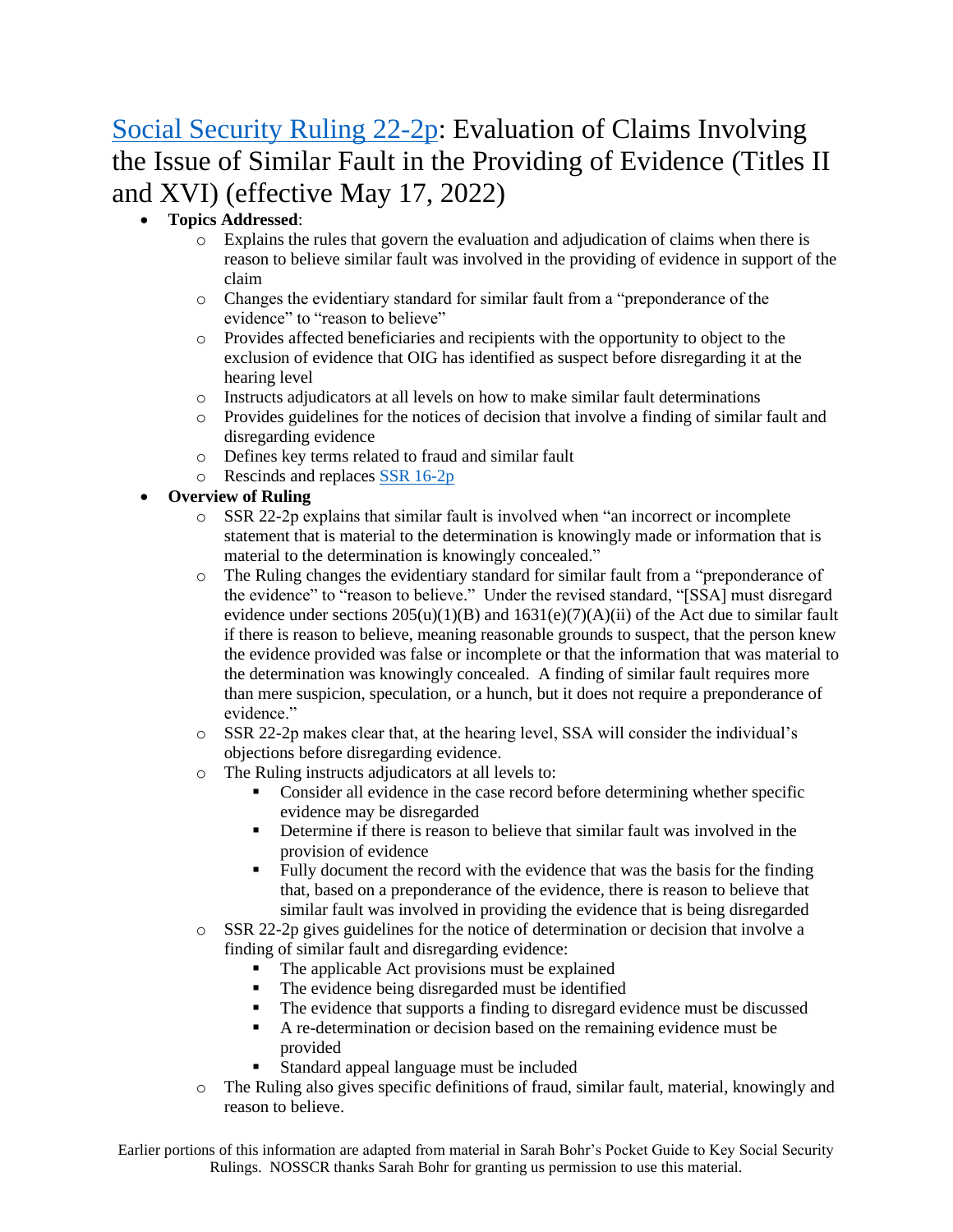# [Social Security Ruling 22-2p](#): Evaluation of Claims Involving the Issue of Similar Fault in the Providing of Evidence (Titles II and XVI) (effective May 17, 2022)

- **Topics Addressed**:
  - Explains the rules that govern the evaluation and adjudication of claims when there is reason to believe similar fault was involved in the providing of evidence in support of the claim
  - Changes the evidentiary standard for similar fault from a "preponderance of the evidence" to "reason to believe"
  - Provides affected beneficiaries and recipients with the opportunity to object to the exclusion of evidence that OIG has identified as suspect before disregarding it at the hearing level
  - Instructs adjudicators at all levels on how to make similar fault determinations
  - Provides guidelines for the notices of decision that involve a finding of similar fault and disregarding evidence
  - Defines key terms related to fraud and similar fault
  - Rescinds and replaces [SSR 16-2p](#)
- **Overview of Ruling**
  - SSR 22-2p explains that similar fault is involved when "an incorrect or incomplete statement that is material to the determination is knowingly made or information that is material to the determination is knowingly concealed."
  - The Ruling changes the evidentiary standard for similar fault from a "preponderance of the evidence" to "reason to believe." Under the revised standard, "[SSA] must disregard evidence under sections 205(u)(1)(B) and 1631(e)(7)(A)(ii) of the Act due to similar fault if there is reason to believe, meaning reasonable grounds to suspect, that the person knew the evidence provided was false or incomplete or that the information that was material to the determination was knowingly concealed. A finding of similar fault requires more than mere suspicion, speculation, or a hunch, but it does not require a preponderance of evidence."
  - SSR 22-2p makes clear that, at the hearing level, SSA will consider the individual's objections before disregarding evidence.
  - The Ruling instructs adjudicators at all levels to:
    - Consider all evidence in the case record before determining whether specific evidence may be disregarded
    - Determine if there is reason to believe that similar fault was involved in the provision of evidence
    - Fully document the record with the evidence that was the basis for the finding that, based on a preponderance of the evidence, there is reason to believe that similar fault was involved in providing the evidence that is being disregarded
  - SSR 22-2p gives guidelines for the notice of determination or decision that involve a finding of similar fault and disregarding evidence:
    - The applicable Act provisions must be explained
    - The evidence being disregarded must be identified
    - The evidence that supports a finding to disregard evidence must be discussed
    - A re-determination or decision based on the remaining evidence must be provided
    - Standard appeal language must be included
  - The Ruling also gives specific definitions of fraud, similar fault, material, knowingly and reason to believe.

Earlier portions of this information are adapted from material in Sarah Bohr's Pocket Guide to Key Social Security Rulings. NOSSCR thanks Sarah Bohr for granting us permission to use this material.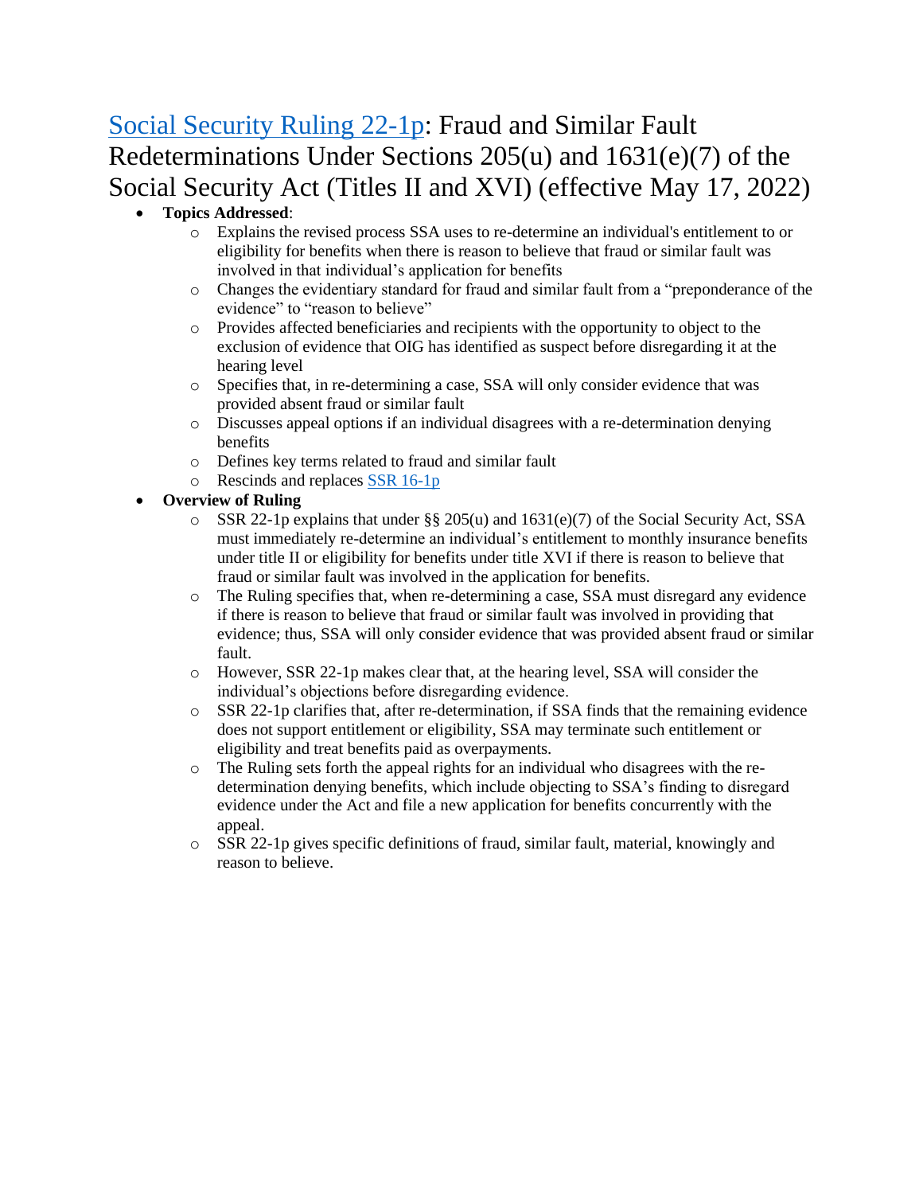# [Social Security Ruling 22-1p](): Fraud and Similar Fault Redeterminations Under Sections 205(u) and 1631(e)(7) of the Social Security Act (Titles II and XVI) (effective May 17, 2022)

- **Topics Addressed**:
  - Explains the revised process SSA uses to re-determine an individual's entitlement to or eligibility for benefits when there is reason to believe that fraud or similar fault was involved in that individual's application for benefits
  - Changes the evidentiary standard for fraud and similar fault from a "preponderance of the evidence" to "reason to believe"
  - Provides affected beneficiaries and recipients with the opportunity to object to the exclusion of evidence that OIG has identified as suspect before disregarding it at the hearing level
  - Specifies that, in re-determining a case, SSA will only consider evidence that was provided absent fraud or similar fault
  - Discusses appeal options if an individual disagrees with a re-determination denying benefits
  - Defines key terms related to fraud and similar fault
  - Rescinds and replaces [SSR 16-1p]()
- **Overview of Ruling**
  - SSR 22-1p explains that under §§ 205(u) and 1631(e)(7) of the Social Security Act, SSA must immediately re-determine an individual's entitlement to monthly insurance benefits under title II or eligibility for benefits under title XVI if there is reason to believe that fraud or similar fault was involved in the application for benefits.
  - The Ruling specifies that, when re-determining a case, SSA must disregard any evidence if there is reason to believe that fraud or similar fault was involved in providing that evidence; thus, SSA will only consider evidence that was provided absent fraud or similar fault.
  - However, SSR 22-1p makes clear that, at the hearing level, SSA will consider the individual's objections before disregarding evidence.
  - SSR 22-1p clarifies that, after re-determination, if SSA finds that the remaining evidence does not support entitlement or eligibility, SSA may terminate such entitlement or eligibility and treat benefits paid as overpayments.
  - The Ruling sets forth the appeal rights for an individual who disagrees with the re-determination denying benefits, which include objecting to SSA's finding to disregard evidence under the Act and file a new application for benefits concurrently with the appeal.
  - SSR 22-1p gives specific definitions of fraud, similar fault, material, knowingly and reason to believe.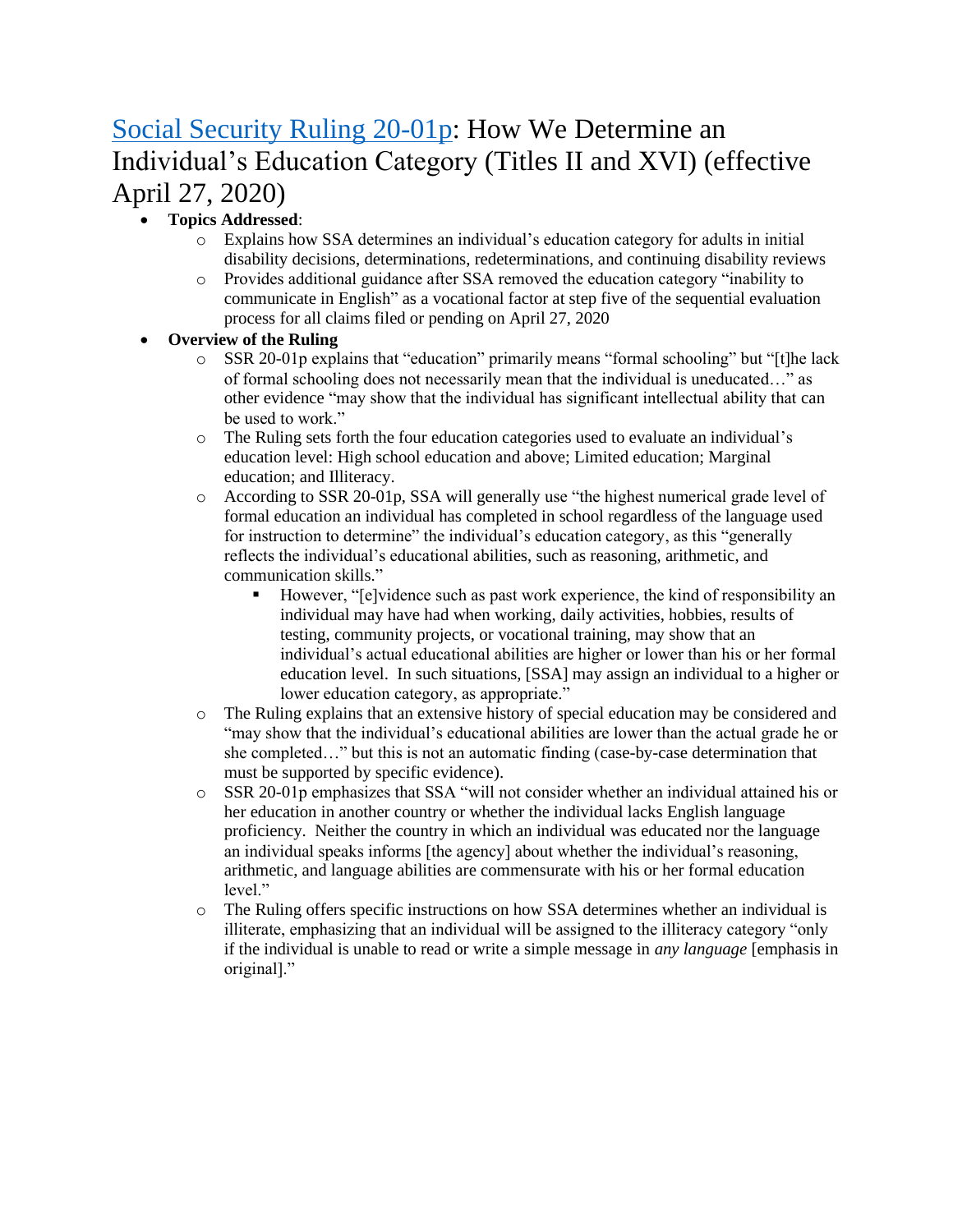# [Social Security Ruling 20-01p](): How We Determine an Individual's Education Category (Titles II and XVI) (effective April 27, 2020)

- **Topics Addressed**:
    - Explains how SSA determines an individual's education category for adults in initial disability decisions, determinations, redeterminations, and continuing disability reviews
    - Provides additional guidance after SSA removed the education category "inability to communicate in English" as a vocational factor at step five of the sequential evaluation process for all claims filed or pending on April 27, 2020
- **Overview of the Ruling**
    - SSR 20-01p explains that "education" primarily means "formal schooling" but "[t]he lack of formal schooling does not necessarily mean that the individual is uneducated…" as other evidence "may show that the individual has significant intellectual ability that can be used to work."
    - The Ruling sets forth the four education categories used to evaluate an individual's education level: High school education and above; Limited education; Marginal education; and Illiteracy.
    - According to SSR 20-01p, SSA will generally use "the highest numerical grade level of formal education an individual has completed in school regardless of the language used for instruction to determine" the individual's education category, as this "generally reflects the individual's educational abilities, such as reasoning, arithmetic, and communication skills."
        - However, "[e]vidence such as past work experience, the kind of responsibility an individual may have had when working, daily activities, hobbies, results of testing, community projects, or vocational training, may show that an individual's actual educational abilities are higher or lower than his or her formal education level. In such situations, [SSA] may assign an individual to a higher or lower education category, as appropriate."
    - The Ruling explains that an extensive history of special education may be considered and "may show that the individual's educational abilities are lower than the actual grade he or she completed…" but this is not an automatic finding (case-by-case determination that must be supported by specific evidence).
    - SSR 20-01p emphasizes that SSA "will not consider whether an individual attained his or her education in another country or whether the individual lacks English language proficiency. Neither the country in which an individual was educated nor the language an individual speaks informs [the agency] about whether the individual's reasoning, arithmetic, and language abilities are commensurate with his or her formal education level."
    - The Ruling offers specific instructions on how SSA determines whether an individual is illiterate, emphasizing that an individual will be assigned to the illiteracy category "only if the individual is unable to read or write a simple message in *any language* [emphasis in original]."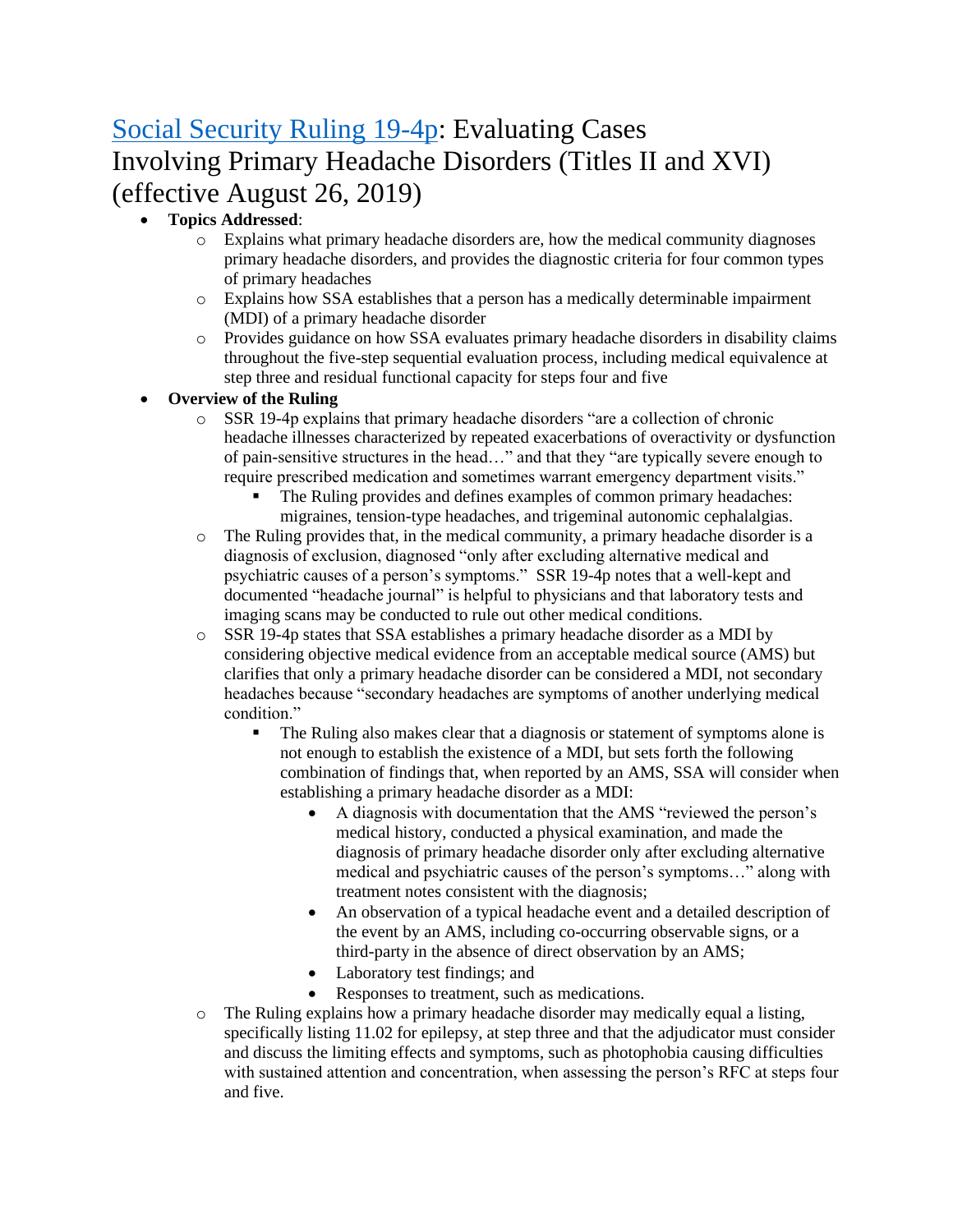# [Social Security Ruling 19-4p](https://www.ssa.gov/OP_Home/rulings/di/01/SSR2019-04-di-01.html): Evaluating Cases Involving Primary Headache Disorders (Titles II and XVI) (effective August 26, 2019)

- **Topics Addressed**:
  - Explains what primary headache disorders are, how the medical community diagnoses primary headache disorders, and provides the diagnostic criteria for four common types of primary headaches
  - Explains how SSA establishes that a person has a medically determinable impairment (MDI) of a primary headache disorder
  - Provides guidance on how SSA evaluates primary headache disorders in disability claims throughout the five-step sequential evaluation process, including medical equivalence at step three and residual functional capacity for steps four and five
- **Overview of the Ruling**
  - SSR 19-4p explains that primary headache disorders "are a collection of chronic headache illnesses characterized by repeated exacerbations of overactivity or dysfunction of pain-sensitive structures in the head…" and that they "are typically severe enough to require prescribed medication and sometimes warrant emergency department visits."
    - The Ruling provides and defines examples of common primary headaches: migraines, tension-type headaches, and trigeminal autonomic cephalalgias.
  - The Ruling provides that, in the medical community, a primary headache disorder is a diagnosis of exclusion, diagnosed "only after excluding alternative medical and psychiatric causes of a person's symptoms." SSR 19-4p notes that a well-kept and documented "headache journal" is helpful to physicians and that laboratory tests and imaging scans may be conducted to rule out other medical conditions.
  - SSR 19-4p states that SSA establishes a primary headache disorder as a MDI by considering objective medical evidence from an acceptable medical source (AMS) but clarifies that only a primary headache disorder can be considered a MDI, not secondary headaches because "secondary headaches are symptoms of another underlying medical condition."
    - The Ruling also makes clear that a diagnosis or statement of symptoms alone is not enough to establish the existence of a MDI, but sets forth the following combination of findings that, when reported by an AMS, SSA will consider when establishing a primary headache disorder as a MDI:
      - A diagnosis with documentation that the AMS "reviewed the person's medical history, conducted a physical examination, and made the diagnosis of primary headache disorder only after excluding alternative medical and psychiatric causes of the person's symptoms…" along with treatment notes consistent with the diagnosis;
      - An observation of a typical headache event and a detailed description of the event by an AMS, including co-occurring observable signs, or a third-party in the absence of direct observation by an AMS;
      - Laboratory test findings; and
      - Responses to treatment, such as medications.
  - The Ruling explains how a primary headache disorder may medically equal a listing, specifically listing 11.02 for epilepsy, at step three and that the adjudicator must consider and discuss the limiting effects and symptoms, such as photophobia causing difficulties with sustained attention and concentration, when assessing the person's RFC at steps four and five.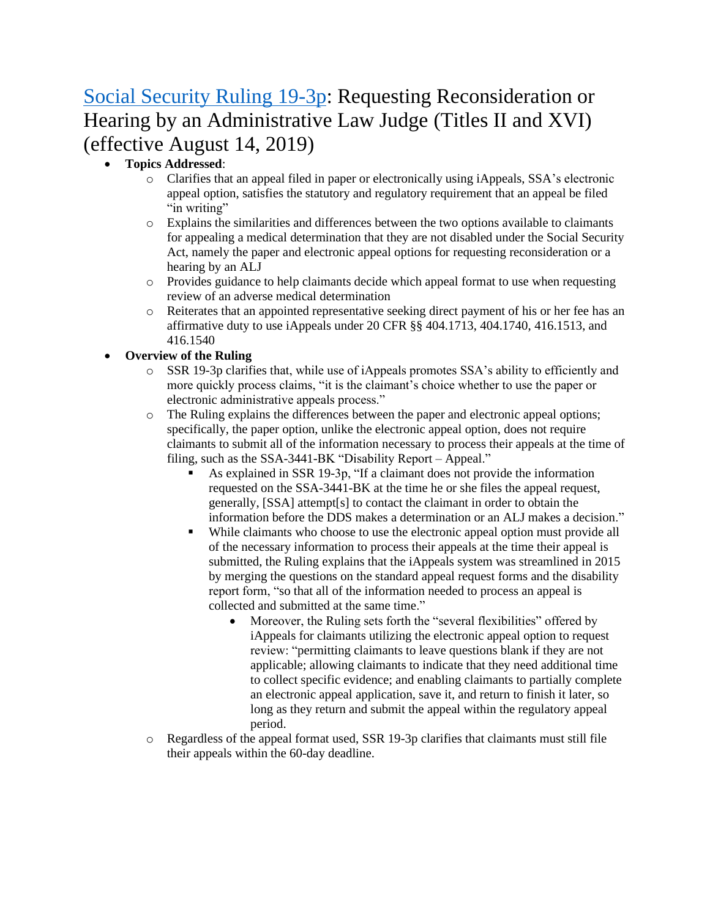## [Social Security Ruling 19-3p](): Requesting Reconsideration or Hearing by an Administrative Law Judge (Titles II and XVI) (effective August 14, 2019)

- **Topics Addressed**:
  - Clarifies that an appeal filed in paper or electronically using iAppeals, SSA's electronic appeal option, satisfies the statutory and regulatory requirement that an appeal be filed "in writing"
  - Explains the similarities and differences between the two options available to claimants for appealing a medical determination that they are not disabled under the Social Security Act, namely the paper and electronic appeal options for requesting reconsideration or a hearing by an ALJ
  - Provides guidance to help claimants decide which appeal format to use when requesting review of an adverse medical determination
  - Reiterates that an appointed representative seeking direct payment of his or her fee has an affirmative duty to use iAppeals under 20 CFR §§ 404.1713, 404.1740, 416.1513, and 416.1540
- **Overview of the Ruling**
  - SSR 19-3p clarifies that, while use of iAppeals promotes SSA's ability to efficiently and more quickly process claims, "it is the claimant's choice whether to use the paper or electronic administrative appeals process."
  - The Ruling explains the differences between the paper and electronic appeal options; specifically, the paper option, unlike the electronic appeal option, does not require claimants to submit all of the information necessary to process their appeals at the time of filing, such as the SSA-3441-BK "Disability Report – Appeal."
    - As explained in SSR 19-3p, "If a claimant does not provide the information requested on the SSA-3441-BK at the time he or she files the appeal request, generally, [SSA] attempt[s] to contact the claimant in order to obtain the information before the DDS makes a determination or an ALJ makes a decision."
    - While claimants who choose to use the electronic appeal option must provide all of the necessary information to process their appeals at the time their appeal is submitted, the Ruling explains that the iAppeals system was streamlined in 2015 by merging the questions on the standard appeal request forms and the disability report form, "so that all of the information needed to process an appeal is collected and submitted at the same time."
      - Moreover, the Ruling sets forth the "several flexibilities" offered by iAppeals for claimants utilizing the electronic appeal option to request review: "permitting claimants to leave questions blank if they are not applicable; allowing claimants to indicate that they need additional time to collect specific evidence; and enabling claimants to partially complete an electronic appeal application, save it, and return to finish it later, so long as they return and submit the appeal within the regulatory appeal period.
  - Regardless of the appeal format used, SSR 19-3p clarifies that claimants must still file their appeals within the 60-day deadline.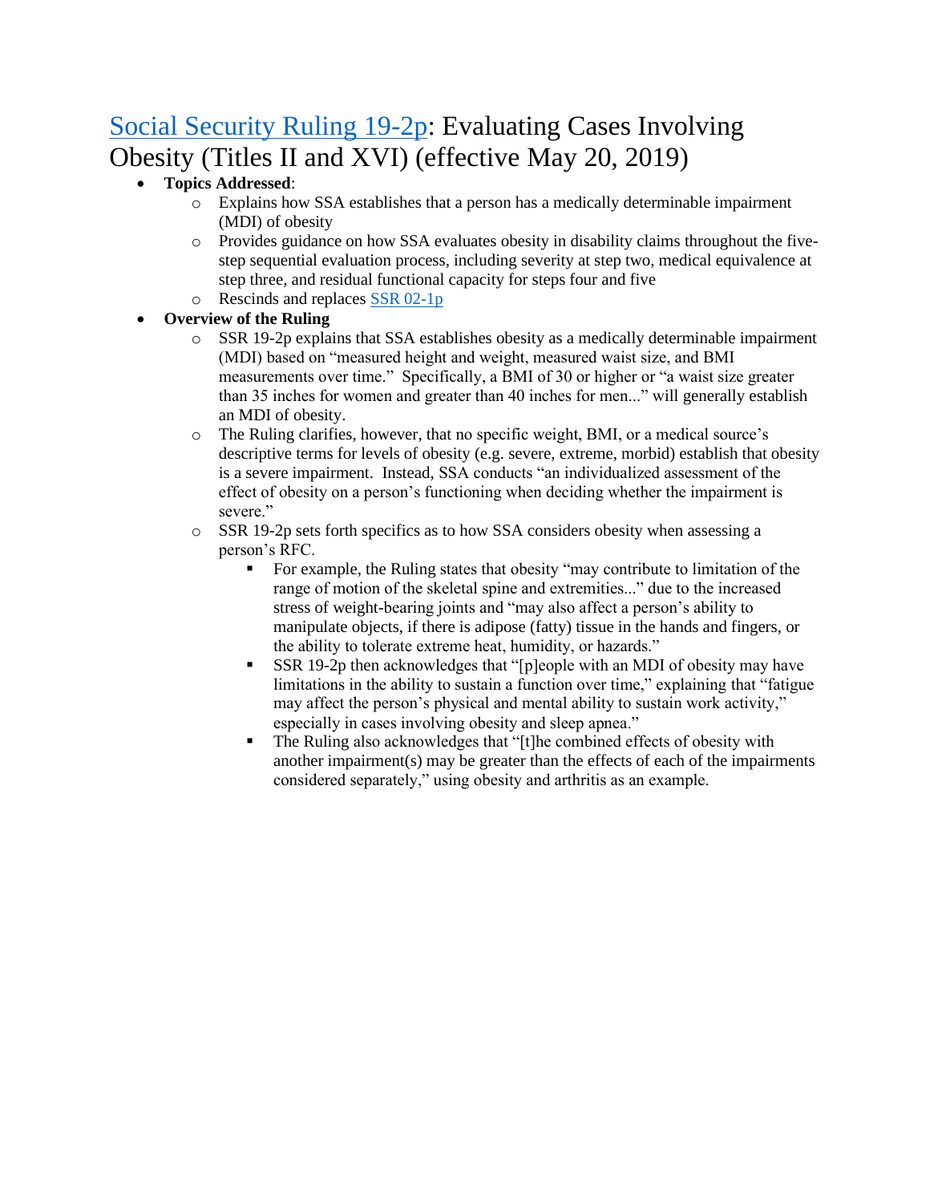# [Social Security Ruling 19-2p](): Evaluating Cases Involving Obesity (Titles II and XVI) (effective May 20, 2019)

- **Topics Addressed**:
  - Explains how SSA establishes that a person has a medically determinable impairment (MDI) of obesity
  - Provides guidance on how SSA evaluates obesity in disability claims throughout the five-step sequential evaluation process, including severity at step two, medical equivalence at step three, and residual functional capacity for steps four and five
  - Rescinds and replaces [SSR 02-1p]()
- **Overview of the Ruling**
  - SSR 19-2p explains that SSA establishes obesity as a medically determinable impairment (MDI) based on "measured height and weight, measured waist size, and BMI measurements over time." Specifically, a BMI of 30 or higher or "a waist size greater than 35 inches for women and greater than 40 inches for men..." will generally establish an MDI of obesity.
  - The Ruling clarifies, however, that no specific weight, BMI, or a medical source's descriptive terms for levels of obesity (e.g. severe, extreme, morbid) establish that obesity is a severe impairment. Instead, SSA conducts "an individualized assessment of the effect of obesity on a person's functioning when deciding whether the impairment is severe."
  - SSR 19-2p sets forth specifics as to how SSA considers obesity when assessing a person's RFC.
    - For example, the Ruling states that obesity "may contribute to limitation of the range of motion of the skeletal spine and extremities..." due to the increased stress of weight-bearing joints and "may also affect a person's ability to manipulate objects, if there is adipose (fatty) tissue in the hands and fingers, or the ability to tolerate extreme heat, humidity, or hazards."
    - SSR 19-2p then acknowledges that "[p]eople with an MDI of obesity may have limitations in the ability to sustain a function over time," explaining that "fatigue may affect the person's physical and mental ability to sustain work activity," especially in cases involving obesity and sleep apnea."
    - The Ruling also acknowledges that "[t]he combined effects of obesity with another impairment(s) may be greater than the effects of each of the impairments considered separately," using obesity and arthritis as an example.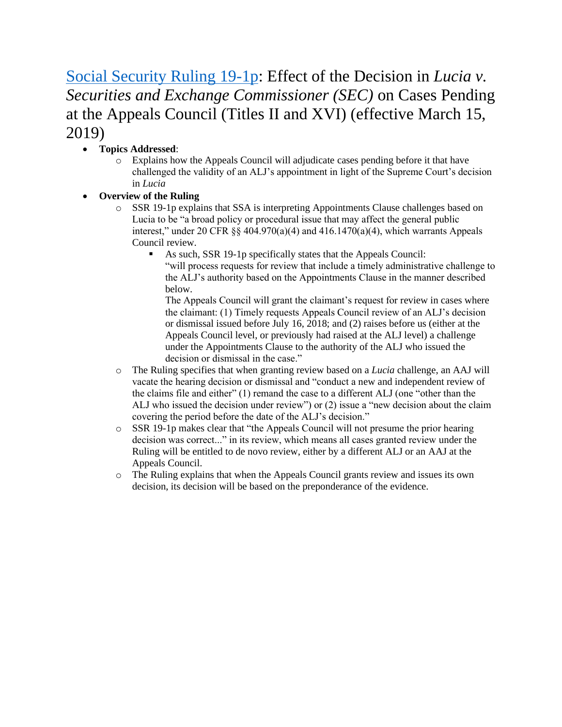# [Social Security Ruling 19-1p](): Effect of the Decision in *Lucia v. Securities and Exchange Commissioner (SEC)* on Cases Pending at the Appeals Council (Titles II and XVI) (effective March 15, 2019)

- **Topics Addressed**:
  - Explains how the Appeals Council will adjudicate cases pending before it that have challenged the validity of an ALJ's appointment in light of the Supreme Court's decision in *Lucia*
- **Overview of the Ruling**
  - SSR 19-1p explains that SSA is interpreting Appointments Clause challenges based on Lucia to be "a broad policy or procedural issue that may affect the general public interest," under 20 CFR §§ 404.970(a)(4) and 416.1470(a)(4), which warrants Appeals Council review.
    - As such, SSR 19-1p specifically states that the Appeals Council: "will process requests for review that include a timely administrative challenge to the ALJ's authority based on the Appointments Clause in the manner described below.
      The Appeals Council will grant the claimant's request for review in cases where the claimant: (1) Timely requests Appeals Council review of an ALJ's decision or dismissal issued before July 16, 2018; and (2) raises before us (either at the Appeals Council level, or previously had raised at the ALJ level) a challenge under the Appointments Clause to the authority of the ALJ who issued the decision or dismissal in the case."
  - The Ruling specifies that when granting review based on a *Lucia* challenge, an AAJ will vacate the hearing decision or dismissal and "conduct a new and independent review of the claims file and either" (1) remand the case to a different ALJ (one "other than the ALJ who issued the decision under review") or (2) issue a "new decision about the claim covering the period before the date of the ALJ's decision."
  - SSR 19-1p makes clear that "the Appeals Council will not presume the prior hearing decision was correct..." in its review, which means all cases granted review under the Ruling will be entitled to de novo review, either by a different ALJ or an AAJ at the Appeals Council.
  - The Ruling explains that when the Appeals Council grants review and issues its own decision, its decision will be based on the preponderance of the evidence.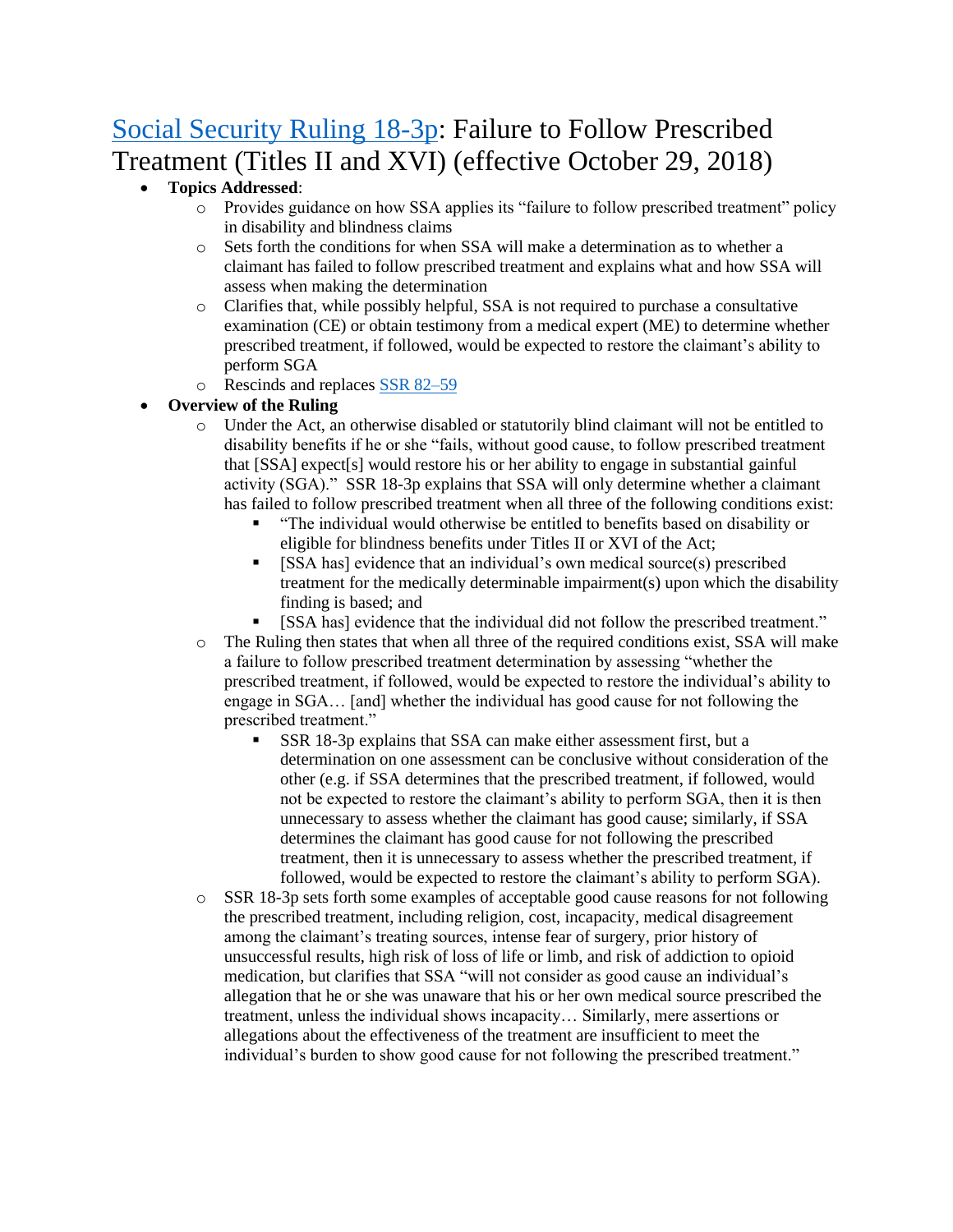## [Social Security Ruling 18-3p](): Failure to Follow Prescribed Treatment (Titles II and XVI) (effective October 29, 2018)

- **Topics Addressed**:
  - Provides guidance on how SSA applies its "failure to follow prescribed treatment" policy in disability and blindness claims
  - Sets forth the conditions for when SSA will make a determination as to whether a claimant has failed to follow prescribed treatment and explains what and how SSA will assess when making the determination
  - Clarifies that, while possibly helpful, SSA is not required to purchase a consultative examination (CE) or obtain testimony from a medical expert (ME) to determine whether prescribed treatment, if followed, would be expected to restore the claimant's ability to perform SGA
  - Rescinds and replaces [SSR 82–59]()
- **Overview of the Ruling**
  - Under the Act, an otherwise disabled or statutorily blind claimant will not be entitled to disability benefits if he or she "fails, without good cause, to follow prescribed treatment that [SSA] expect[s] would restore his or her ability to engage in substantial gainful activity (SGA)." SSR 18-3p explains that SSA will only determine whether a claimant has failed to follow prescribed treatment when all three of the following conditions exist:
    - "The individual would otherwise be entitled to benefits based on disability or eligible for blindness benefits under Titles II or XVI of the Act;
    - [SSA has] evidence that an individual's own medical source(s) prescribed treatment for the medically determinable impairment(s) upon which the disability finding is based; and
    - [SSA has] evidence that the individual did not follow the prescribed treatment."
  - The Ruling then states that when all three of the required conditions exist, SSA will make a failure to follow prescribed treatment determination by assessing "whether the prescribed treatment, if followed, would be expected to restore the individual's ability to engage in SGA… [and] whether the individual has good cause for not following the prescribed treatment."
    - SSR 18-3p explains that SSA can make either assessment first, but a determination on one assessment can be conclusive without consideration of the other (e.g. if SSA determines that the prescribed treatment, if followed, would not be expected to restore the claimant's ability to perform SGA, then it is then unnecessary to assess whether the claimant has good cause; similarly, if SSA determines the claimant has good cause for not following the prescribed treatment, then it is unnecessary to assess whether the prescribed treatment, if followed, would be expected to restore the claimant's ability to perform SGA).
  - SSR 18-3p sets forth some examples of acceptable good cause reasons for not following the prescribed treatment, including religion, cost, incapacity, medical disagreement among the claimant's treating sources, intense fear of surgery, prior history of unsuccessful results, high risk of loss of life or limb, and risk of addiction to opioid medication, but clarifies that SSA "will not consider as good cause an individual's allegation that he or she was unaware that his or her own medical source prescribed the treatment, unless the individual shows incapacity… Similarly, mere assertions or allegations about the effectiveness of the treatment are insufficient to meet the individual's burden to show good cause for not following the prescribed treatment."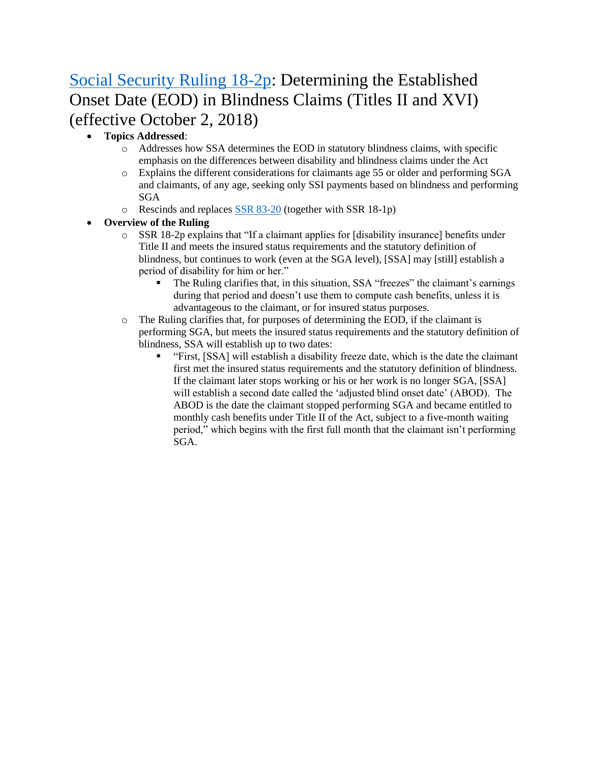# [Social Security Ruling 18-2p](#): Determining the Established Onset Date (EOD) in Blindness Claims (Titles II and XVI) (effective October 2, 2018)

- **Topics Addressed**:
  - Addresses how SSA determines the EOD in statutory blindness claims, with specific emphasis on the differences between disability and blindness claims under the Act
  - Explains the different considerations for claimants age 55 or older and performing SGA and claimants, of any age, seeking only SSI payments based on blindness and performing SGA
  - Rescinds and replaces [SSR 83-20](#) (together with SSR 18-1p)
- **Overview of the Ruling**
  - SSR 18-2p explains that "If a claimant applies for [disability insurance] benefits under Title II and meets the insured status requirements and the statutory definition of blindness, but continues to work (even at the SGA level), [SSA] may [still] establish a period of disability for him or her."
    - The Ruling clarifies that, in this situation, SSA "freezes" the claimant's earnings during that period and doesn't use them to compute cash benefits, unless it is advantageous to the claimant, or for insured status purposes.
  - The Ruling clarifies that, for purposes of determining the EOD, if the claimant is performing SGA, but meets the insured status requirements and the statutory definition of blindness, SSA will establish up to two dates:
    - "First, [SSA] will establish a disability freeze date, which is the date the claimant first met the insured status requirements and the statutory definition of blindness. If the claimant later stops working or his or her work is no longer SGA, [SSA] will establish a second date called the 'adjusted blind onset date' (ABOD). The ABOD is the date the claimant stopped performing SGA and became entitled to monthly cash benefits under Title II of the Act, subject to a five-month waiting period," which begins with the first full month that the claimant isn't performing SGA.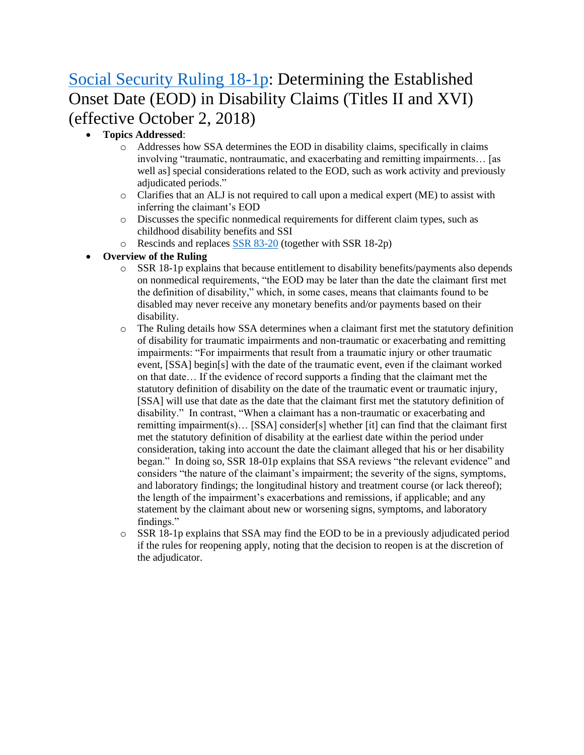## Social Security Ruling 18-1p: Determining the Established Onset Date (EOD) in Disability Claims (Titles II and XVI) (effective October 2, 2018)

- **Topics Addressed**:
  - Addresses how SSA determines the EOD in disability claims, specifically in claims involving "traumatic, nontraumatic, and exacerbating and remitting impairments… [as well as] special considerations related to the EOD, such as work activity and previously adjudicated periods."
  - Clarifies that an ALJ is not required to call upon a medical expert (ME) to assist with inferring the claimant's EOD
  - Discusses the specific nonmedical requirements for different claim types, such as childhood disability benefits and SSI
  - Rescinds and replaces SSR 83-20 (together with SSR 18-2p)
- **Overview of the Ruling**
  - SSR 18-1p explains that because entitlement to disability benefits/payments also depends on nonmedical requirements, "the EOD may be later than the date the claimant first met the definition of disability," which, in some cases, means that claimants found to be disabled may never receive any monetary benefits and/or payments based on their disability.
  - The Ruling details how SSA determines when a claimant first met the statutory definition of disability for traumatic impairments and non-traumatic or exacerbating and remitting impairments: "For impairments that result from a traumatic injury or other traumatic event, [SSA] begin[s] with the date of the traumatic event, even if the claimant worked on that date… If the evidence of record supports a finding that the claimant met the statutory definition of disability on the date of the traumatic event or traumatic injury, [SSA] will use that date as the date that the claimant first met the statutory definition of disability." In contrast, "When a claimant has a non-traumatic or exacerbating and remitting impairment(s)… [SSA] consider[s] whether [it] can find that the claimant first met the statutory definition of disability at the earliest date within the period under consideration, taking into account the date the claimant alleged that his or her disability began." In doing so, SSR 18-01p explains that SSA reviews "the relevant evidence" and considers "the nature of the claimant's impairment; the severity of the signs, symptoms, and laboratory findings; the longitudinal history and treatment course (or lack thereof); the length of the impairment's exacerbations and remissions, if applicable; and any statement by the claimant about new or worsening signs, symptoms, and laboratory findings."
  - SSR 18-1p explains that SSA may find the EOD to be in a previously adjudicated period if the rules for reopening apply, noting that the decision to reopen is at the discretion of the adjudicator.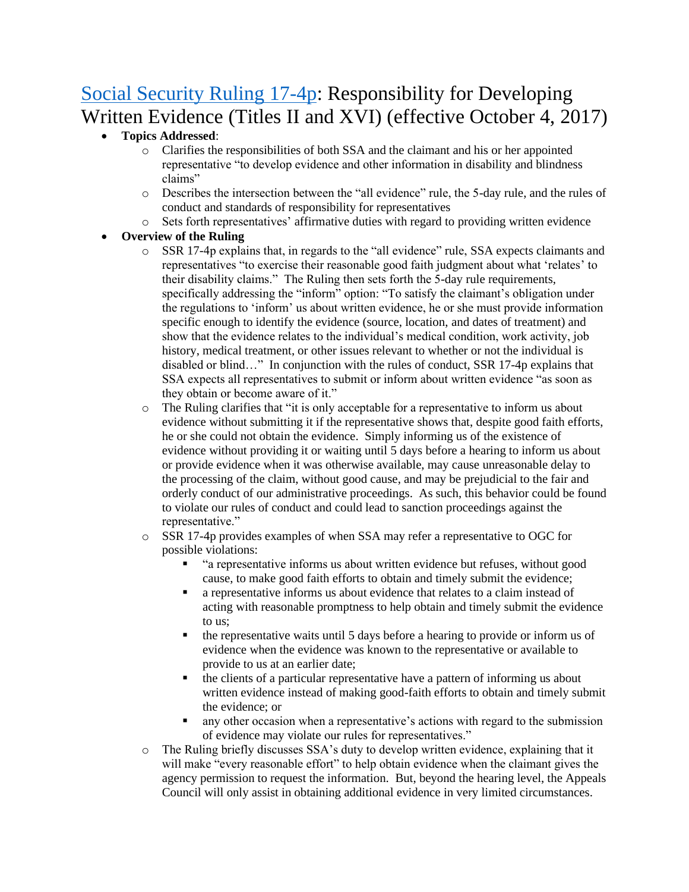## [Social Security Ruling 17-4p](#): Responsibility for Developing Written Evidence (Titles II and XVI) (effective October 4, 2017)

- **Topics Addressed**:
  - Clarifies the responsibilities of both SSA and the claimant and his or her appointed representative "to develop evidence and other information in disability and blindness claims"
  - Describes the intersection between the "all evidence" rule, the 5-day rule, and the rules of conduct and standards of responsibility for representatives
  - Sets forth representatives' affirmative duties with regard to providing written evidence
- **Overview of the Ruling**
  - SSR 17-4p explains that, in regards to the "all evidence" rule, SSA expects claimants and representatives "to exercise their reasonable good faith judgment about what 'relates' to their disability claims." The Ruling then sets forth the 5-day rule requirements, specifically addressing the "inform" option: "To satisfy the claimant's obligation under the regulations to 'inform' us about written evidence, he or she must provide information specific enough to identify the evidence (source, location, and dates of treatment) and show that the evidence relates to the individual's medical condition, work activity, job history, medical treatment, or other issues relevant to whether or not the individual is disabled or blind…" In conjunction with the rules of conduct, SSR 17-4p explains that SSA expects all representatives to submit or inform about written evidence "as soon as they obtain or become aware of it."
  - The Ruling clarifies that "it is only acceptable for a representative to inform us about evidence without submitting it if the representative shows that, despite good faith efforts, he or she could not obtain the evidence. Simply informing us of the existence of evidence without providing it or waiting until 5 days before a hearing to inform us about or provide evidence when it was otherwise available, may cause unreasonable delay to the processing of the claim, without good cause, and may be prejudicial to the fair and orderly conduct of our administrative proceedings. As such, this behavior could be found to violate our rules of conduct and could lead to sanction proceedings against the representative."
  - SSR 17-4p provides examples of when SSA may refer a representative to OGC for possible violations:
    - "a representative informs us about written evidence but refuses, without good cause, to make good faith efforts to obtain and timely submit the evidence;
    - a representative informs us about evidence that relates to a claim instead of acting with reasonable promptness to help obtain and timely submit the evidence to us;
    - the representative waits until 5 days before a hearing to provide or inform us of evidence when the evidence was known to the representative or available to provide to us at an earlier date;
    - the clients of a particular representative have a pattern of informing us about written evidence instead of making good-faith efforts to obtain and timely submit the evidence; or
    - any other occasion when a representative's actions with regard to the submission of evidence may violate our rules for representatives."
  - The Ruling briefly discusses SSA's duty to develop written evidence, explaining that it will make "every reasonable effort" to help obtain evidence when the claimant gives the agency permission to request the information. But, beyond the hearing level, the Appeals Council will only assist in obtaining additional evidence in very limited circumstances.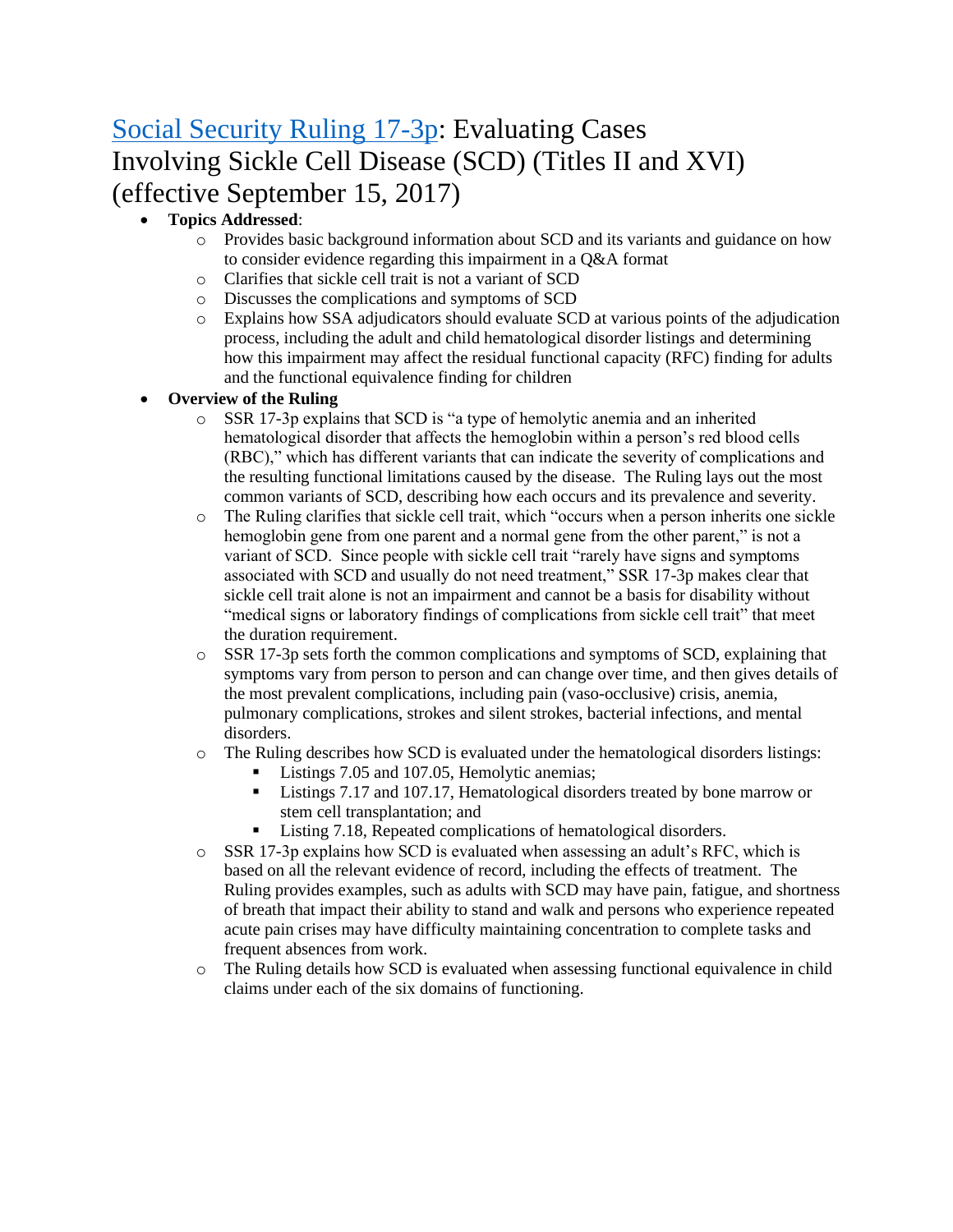# [Social Security Ruling 17-3p](): Evaluating Cases Involving Sickle Cell Disease (SCD) (Titles II and XVI) (effective September 15, 2017)

- **Topics Addressed**:
    - Provides basic background information about SCD and its variants and guidance on how to consider evidence regarding this impairment in a Q&A format
    - Clarifies that sickle cell trait is not a variant of SCD
    - Discusses the complications and symptoms of SCD
    - Explains how SSA adjudicators should evaluate SCD at various points of the adjudication process, including the adult and child hematological disorder listings and determining how this impairment may affect the residual functional capacity (RFC) finding for adults and the functional equivalence finding for children
- **Overview of the Ruling**
    - SSR 17-3p explains that SCD is "a type of hemolytic anemia and an inherited hematological disorder that affects the hemoglobin within a person's red blood cells (RBC)," which has different variants that can indicate the severity of complications and the resulting functional limitations caused by the disease. The Ruling lays out the most common variants of SCD, describing how each occurs and its prevalence and severity.
    - The Ruling clarifies that sickle cell trait, which "occurs when a person inherits one sickle hemoglobin gene from one parent and a normal gene from the other parent," is not a variant of SCD. Since people with sickle cell trait "rarely have signs and symptoms associated with SCD and usually do not need treatment," SSR 17-3p makes clear that sickle cell trait alone is not an impairment and cannot be a basis for disability without "medical signs or laboratory findings of complications from sickle cell trait" that meet the duration requirement.
    - SSR 17-3p sets forth the common complications and symptoms of SCD, explaining that symptoms vary from person to person and can change over time, and then gives details of the most prevalent complications, including pain (vaso-occlusive) crisis, anemia, pulmonary complications, strokes and silent strokes, bacterial infections, and mental disorders.
    - The Ruling describes how SCD is evaluated under the hematological disorders listings:
        - Listings 7.05 and 107.05, Hemolytic anemias;
        - Listings 7.17 and 107.17, Hematological disorders treated by bone marrow or stem cell transplantation; and
        - Listing 7.18, Repeated complications of hematological disorders.
    - SSR 17-3p explains how SCD is evaluated when assessing an adult's RFC, which is based on all the relevant evidence of record, including the effects of treatment. The Ruling provides examples, such as adults with SCD may have pain, fatigue, and shortness of breath that impact their ability to stand and walk and persons who experience repeated acute pain crises may have difficulty maintaining concentration to complete tasks and frequent absences from work.
    - The Ruling details how SCD is evaluated when assessing functional equivalence in child claims under each of the six domains of functioning.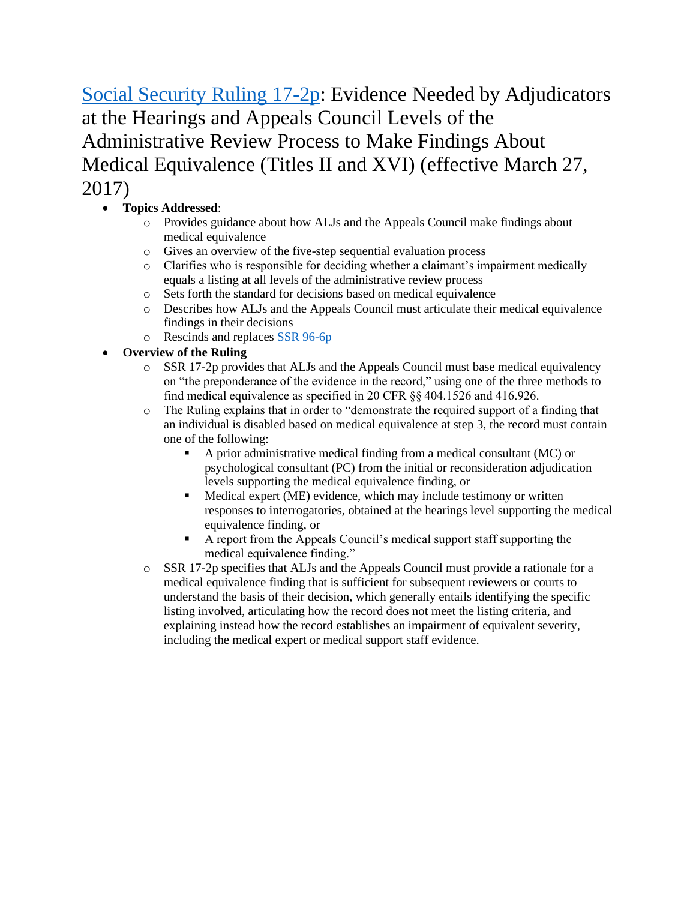## [Social Security Ruling 17-2p](): Evidence Needed by Adjudicators at the Hearings and Appeals Council Levels of the Administrative Review Process to Make Findings About Medical Equivalence (Titles II and XVI) (effective March 27, 2017)

- **Topics Addressed**:
  - Provides guidance about how ALJs and the Appeals Council make findings about medical equivalence
  - Gives an overview of the five-step sequential evaluation process
  - Clarifies who is responsible for deciding whether a claimant's impairment medically equals a listing at all levels of the administrative review process
  - Sets forth the standard for decisions based on medical equivalence
  - Describes how ALJs and the Appeals Council must articulate their medical equivalence findings in their decisions
  - Rescinds and replaces [SSR 96-6p]()
- **Overview of the Ruling**
  - SSR 17-2p provides that ALJs and the Appeals Council must base medical equivalency on "the preponderance of the evidence in the record," using one of the three methods to find medical equivalence as specified in 20 CFR §§ 404.1526 and 416.926.
  - The Ruling explains that in order to "demonstrate the required support of a finding that an individual is disabled based on medical equivalence at step 3, the record must contain one of the following:
    - A prior administrative medical finding from a medical consultant (MC) or psychological consultant (PC) from the initial or reconsideration adjudication levels supporting the medical equivalence finding, or
    - Medical expert (ME) evidence, which may include testimony or written responses to interrogatories, obtained at the hearings level supporting the medical equivalence finding, or
    - A report from the Appeals Council's medical support staff supporting the medical equivalence finding."
  - SSR 17-2p specifies that ALJs and the Appeals Council must provide a rationale for a medical equivalence finding that is sufficient for subsequent reviewers or courts to understand the basis of their decision, which generally entails identifying the specific listing involved, articulating how the record does not meet the listing criteria, and explaining instead how the record establishes an impairment of equivalent severity, including the medical expert or medical support staff evidence.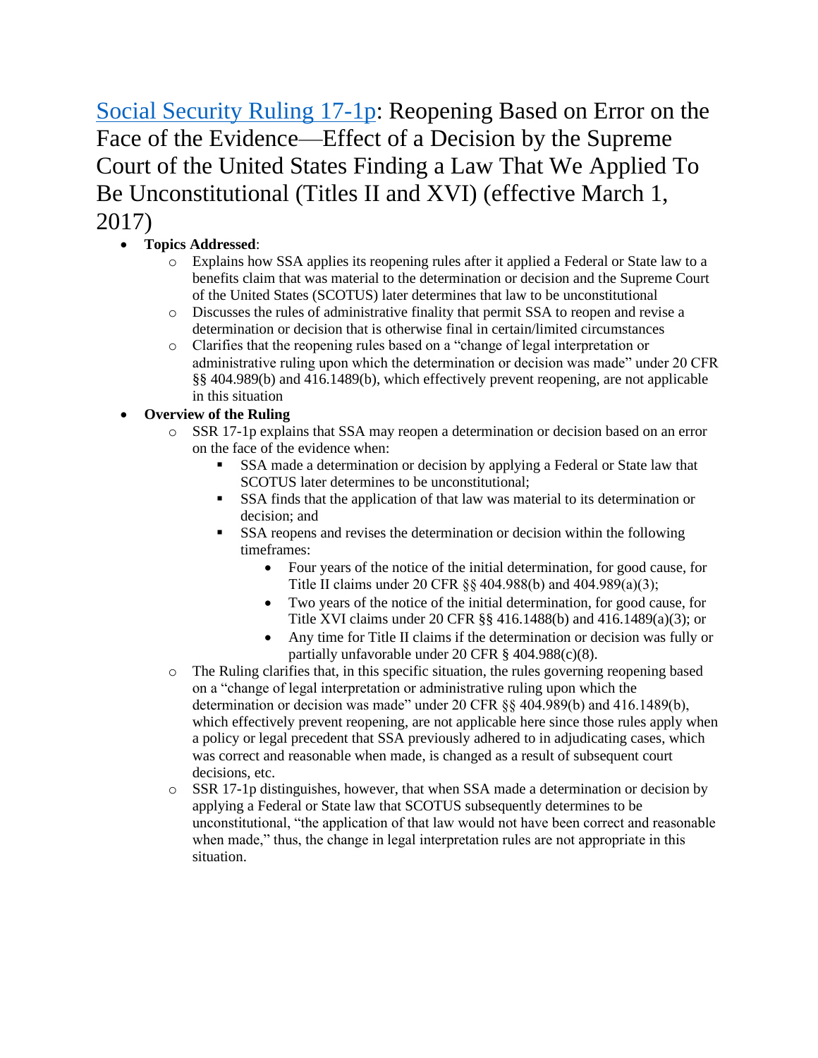## [Social Security Ruling 17-1p](#): Reopening Based on Error on the Face of the Evidence—Effect of a Decision by the Supreme Court of the United States Finding a Law That We Applied To Be Unconstitutional (Titles II and XVI) (effective March 1, 2017)

- **Topics Addressed**:
  - Explains how SSA applies its reopening rules after it applied a Federal or State law to a benefits claim that was material to the determination or decision and the Supreme Court of the United States (SCOTUS) later determines that law to be unconstitutional
  - Discusses the rules of administrative finality that permit SSA to reopen and revise a determination or decision that is otherwise final in certain/limited circumstances
  - Clarifies that the reopening rules based on a "change of legal interpretation or administrative ruling upon which the determination or decision was made" under 20 CFR §§ 404.989(b) and 416.1489(b), which effectively prevent reopening, are not applicable in this situation
- **Overview of the Ruling**
  - SSR 17-1p explains that SSA may reopen a determination or decision based on an error on the face of the evidence when:
    - SSA made a determination or decision by applying a Federal or State law that SCOTUS later determines to be unconstitutional;
    - SSA finds that the application of that law was material to its determination or decision; and
    - SSA reopens and revises the determination or decision within the following timeframes:
      - Four years of the notice of the initial determination, for good cause, for Title II claims under 20 CFR §§ 404.988(b) and 404.989(a)(3);
      - Two years of the notice of the initial determination, for good cause, for Title XVI claims under 20 CFR §§ 416.1488(b) and 416.1489(a)(3); or
      - Any time for Title II claims if the determination or decision was fully or partially unfavorable under 20 CFR § 404.988(c)(8).
  - The Ruling clarifies that, in this specific situation, the rules governing reopening based on a "change of legal interpretation or administrative ruling upon which the determination or decision was made" under 20 CFR §§ 404.989(b) and 416.1489(b), which effectively prevent reopening, are not applicable here since those rules apply when a policy or legal precedent that SSA previously adhered to in adjudicating cases, which was correct and reasonable when made, is changed as a result of subsequent court decisions, etc.
  - SSR 17-1p distinguishes, however, that when SSA made a determination or decision by applying a Federal or State law that SCOTUS subsequently determines to be unconstitutional, "the application of that law would not have been correct and reasonable when made," thus, the change in legal interpretation rules are not appropriate in this situation.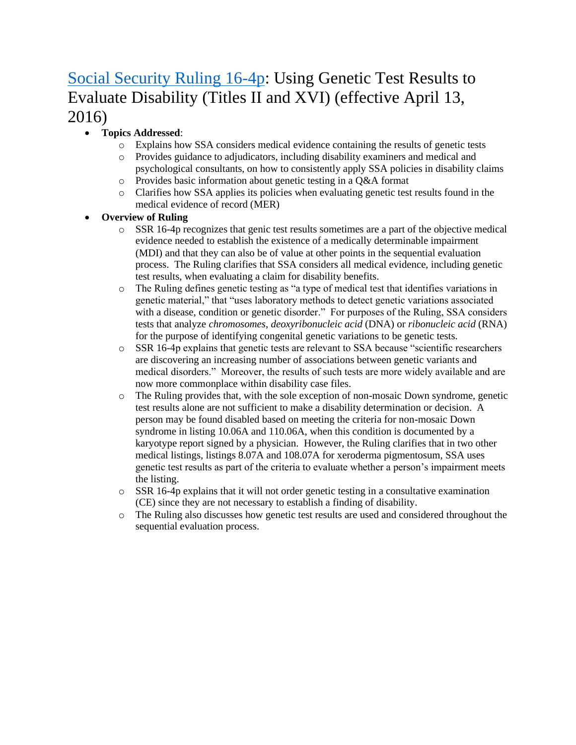## [Social Security Ruling 16-4p](): Using Genetic Test Results to Evaluate Disability (Titles II and XVI) (effective April 13, 2016)

- **Topics Addressed**:
  - Explains how SSA considers medical evidence containing the results of genetic tests
  - Provides guidance to adjudicators, including disability examiners and medical and psychological consultants, on how to consistently apply SSA policies in disability claims
  - Provides basic information about genetic testing in a Q&A format
  - Clarifies how SSA applies its policies when evaluating genetic test results found in the medical evidence of record (MER)
- **Overview of Ruling**
  - SSR 16-4p recognizes that genic test results sometimes are a part of the objective medical evidence needed to establish the existence of a medically determinable impairment (MDI) and that they can also be of value at other points in the sequential evaluation process. The Ruling clarifies that SSA considers all medical evidence, including genetic test results, when evaluating a claim for disability benefits.
  - The Ruling defines genetic testing as "a type of medical test that identifies variations in genetic material," that "uses laboratory methods to detect genetic variations associated with a disease, condition or genetic disorder." For purposes of the Ruling, SSA considers tests that analyze *chromosomes*, *deoxyribonucleic acid* (DNA) or *ribonucleic acid* (RNA) for the purpose of identifying congenital genetic variations to be genetic tests.
  - SSR 16-4p explains that genetic tests are relevant to SSA because "scientific researchers are discovering an increasing number of associations between genetic variants and medical disorders." Moreover, the results of such tests are more widely available and are now more commonplace within disability case files.
  - The Ruling provides that, with the sole exception of non-mosaic Down syndrome, genetic test results alone are not sufficient to make a disability determination or decision. A person may be found disabled based on meeting the criteria for non-mosaic Down syndrome in listing 10.06A and 110.06A, when this condition is documented by a karyotype report signed by a physician. However, the Ruling clarifies that in two other medical listings, listings 8.07A and 108.07A for xeroderma pigmentosum, SSA uses genetic test results as part of the criteria to evaluate whether a person's impairment meets the listing.
  - SSR 16-4p explains that it will not order genetic testing in a consultative examination (CE) since they are not necessary to establish a finding of disability.
  - The Ruling also discusses how genetic test results are used and considered throughout the sequential evaluation process.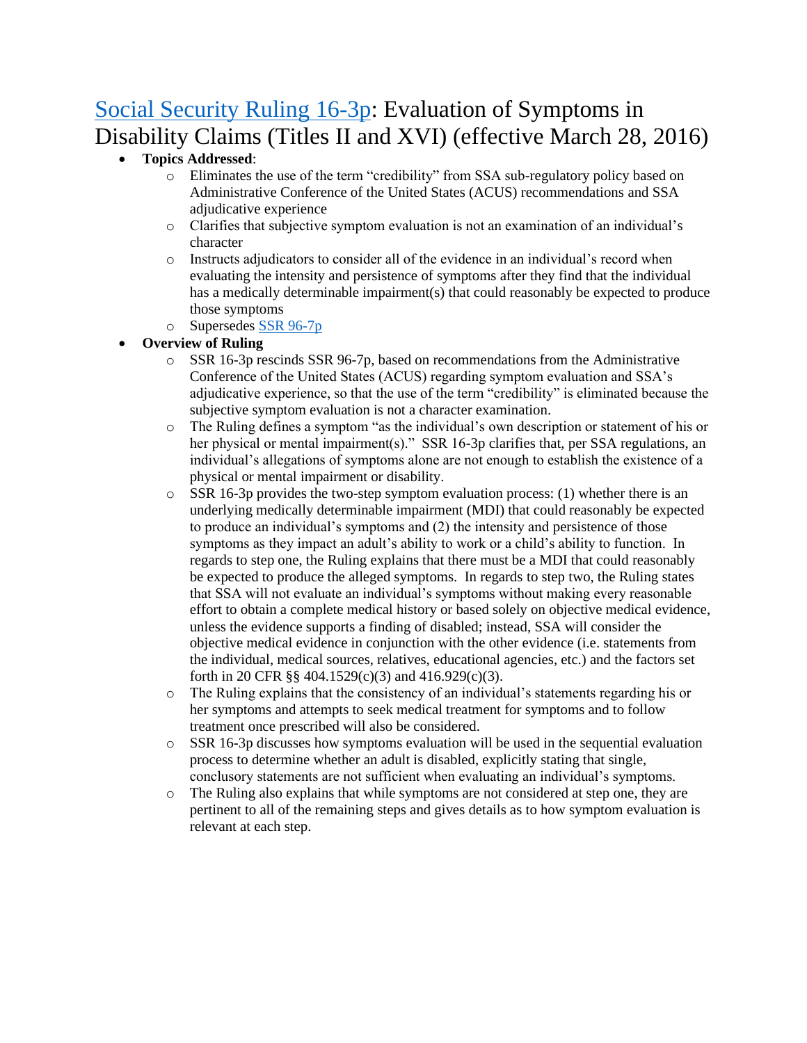# [Social Security Ruling 16-3p](): Evaluation of Symptoms in Disability Claims (Titles II and XVI) (effective March 28, 2016)

- **Topics Addressed**:
  - Eliminates the use of the term "credibility" from SSA sub-regulatory policy based on Administrative Conference of the United States (ACUS) recommendations and SSA adjudicative experience
  - Clarifies that subjective symptom evaluation is not an examination of an individual's character
  - Instructs adjudicators to consider all of the evidence in an individual's record when evaluating the intensity and persistence of symptoms after they find that the individual has a medically determinable impairment(s) that could reasonably be expected to produce those symptoms
  - Supersedes [SSR 96-7p]()
- **Overview of Ruling**
  - SSR 16-3p rescinds SSR 96-7p, based on recommendations from the Administrative Conference of the United States (ACUS) regarding symptom evaluation and SSA's adjudicative experience, so that the use of the term "credibility" is eliminated because the subjective symptom evaluation is not a character examination.
  - The Ruling defines a symptom "as the individual's own description or statement of his or her physical or mental impairment(s)." SSR 16-3p clarifies that, per SSA regulations, an individual's allegations of symptoms alone are not enough to establish the existence of a physical or mental impairment or disability.
  - SSR 16-3p provides the two-step symptom evaluation process: (1) whether there is an underlying medically determinable impairment (MDI) that could reasonably be expected to produce an individual's symptoms and (2) the intensity and persistence of those symptoms as they impact an adult's ability to work or a child's ability to function. In regards to step one, the Ruling explains that there must be a MDI that could reasonably be expected to produce the alleged symptoms. In regards to step two, the Ruling states that SSA will not evaluate an individual's symptoms without making every reasonable effort to obtain a complete medical history or based solely on objective medical evidence, unless the evidence supports a finding of disabled; instead, SSA will consider the objective medical evidence in conjunction with the other evidence (i.e. statements from the individual, medical sources, relatives, educational agencies, etc.) and the factors set forth in 20 CFR §§ 404.1529(c)(3) and 416.929(c)(3).
  - The Ruling explains that the consistency of an individual's statements regarding his or her symptoms and attempts to seek medical treatment for symptoms and to follow treatment once prescribed will also be considered.
  - SSR 16-3p discusses how symptoms evaluation will be used in the sequential evaluation process to determine whether an adult is disabled, explicitly stating that single, conclusory statements are not sufficient when evaluating an individual's symptoms.
  - The Ruling also explains that while symptoms are not considered at step one, they are pertinent to all of the remaining steps and gives details as to how symptom evaluation is relevant at each step.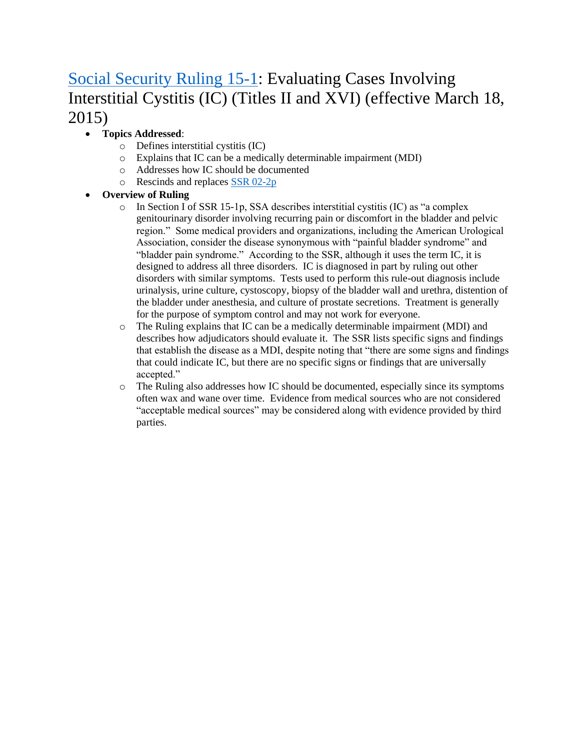## [Social Security Ruling 15-1](): Evaluating Cases Involving Interstitial Cystitis (IC) (Titles II and XVI) (effective March 18, 2015)

- **Topics Addressed**:
  - Defines interstitial cystitis (IC)
  - Explains that IC can be a medically determinable impairment (MDI)
  - Addresses how IC should be documented
  - Rescinds and replaces [SSR 02-2p]()
- **Overview of Ruling**
  - In Section I of SSR 15-1p, SSA describes interstitial cystitis (IC) as "a complex genitourinary disorder involving recurring pain or discomfort in the bladder and pelvic region." Some medical providers and organizations, including the American Urological Association, consider the disease synonymous with "painful bladder syndrome" and "bladder pain syndrome." According to the SSR, although it uses the term IC, it is designed to address all three disorders. IC is diagnosed in part by ruling out other disorders with similar symptoms. Tests used to perform this rule-out diagnosis include urinalysis, urine culture, cystoscopy, biopsy of the bladder wall and urethra, distention of the bladder under anesthesia, and culture of prostate secretions. Treatment is generally for the purpose of symptom control and may not work for everyone.
  - The Ruling explains that IC can be a medically determinable impairment (MDI) and describes how adjudicators should evaluate it. The SSR lists specific signs and findings that establish the disease as a MDI, despite noting that "there are some signs and findings that could indicate IC, but there are no specific signs or findings that are universally accepted."
  - The Ruling also addresses how IC should be documented, especially since its symptoms often wax and wane over time. Evidence from medical sources who are not considered "acceptable medical sources" may be considered along with evidence provided by third parties.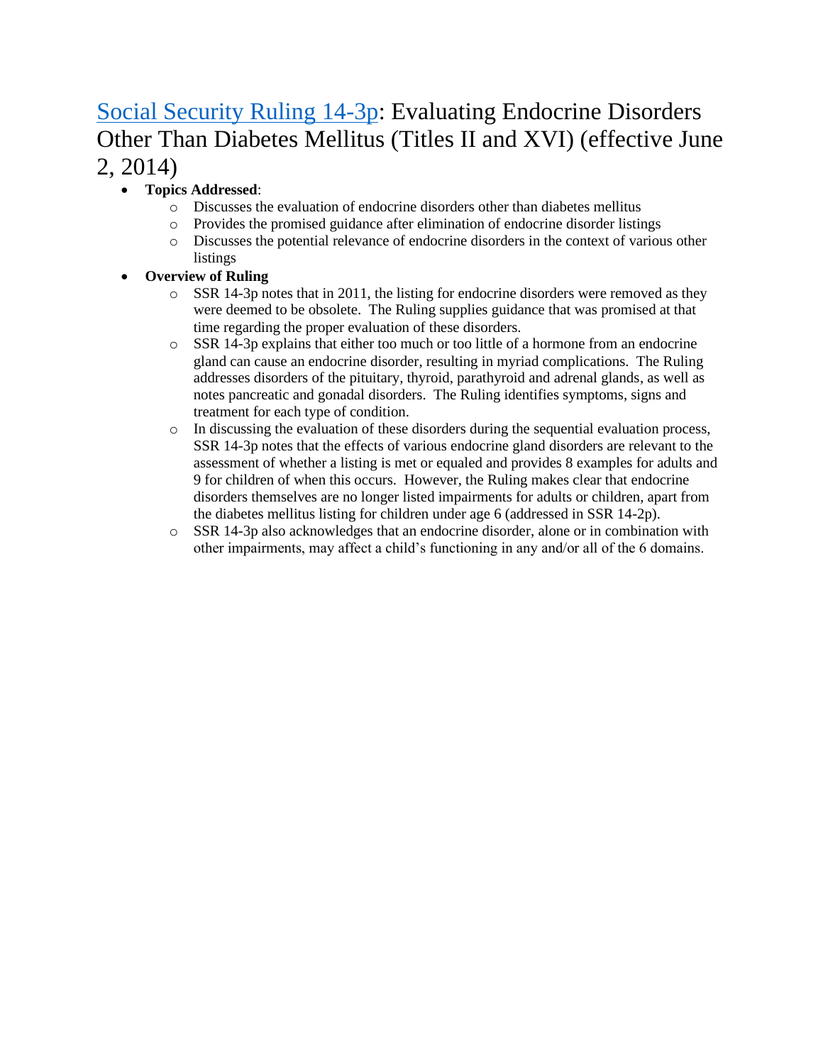## [Social Security Ruling 14-3p](): Evaluating Endocrine Disorders Other Than Diabetes Mellitus (Titles II and XVI) (effective June 2, 2014)

- **Topics Addressed**:
  - Discusses the evaluation of endocrine disorders other than diabetes mellitus
  - Provides the promised guidance after elimination of endocrine disorder listings
  - Discusses the potential relevance of endocrine disorders in the context of various other listings
- **Overview of Ruling**
  - SSR 14-3p notes that in 2011, the listing for endocrine disorders were removed as they were deemed to be obsolete. The Ruling supplies guidance that was promised at that time regarding the proper evaluation of these disorders.
  - SSR 14-3p explains that either too much or too little of a hormone from an endocrine gland can cause an endocrine disorder, resulting in myriad complications. The Ruling addresses disorders of the pituitary, thyroid, parathyroid and adrenal glands, as well as notes pancreatic and gonadal disorders. The Ruling identifies symptoms, signs and treatment for each type of condition.
  - In discussing the evaluation of these disorders during the sequential evaluation process, SSR 14-3p notes that the effects of various endocrine gland disorders are relevant to the assessment of whether a listing is met or equaled and provides 8 examples for adults and 9 for children of when this occurs. However, the Ruling makes clear that endocrine disorders themselves are no longer listed impairments for adults or children, apart from the diabetes mellitus listing for children under age 6 (addressed in SSR 14-2p).
  - SSR 14-3p also acknowledges that an endocrine disorder, alone or in combination with other impairments, may affect a child's functioning in any and/or all of the 6 domains.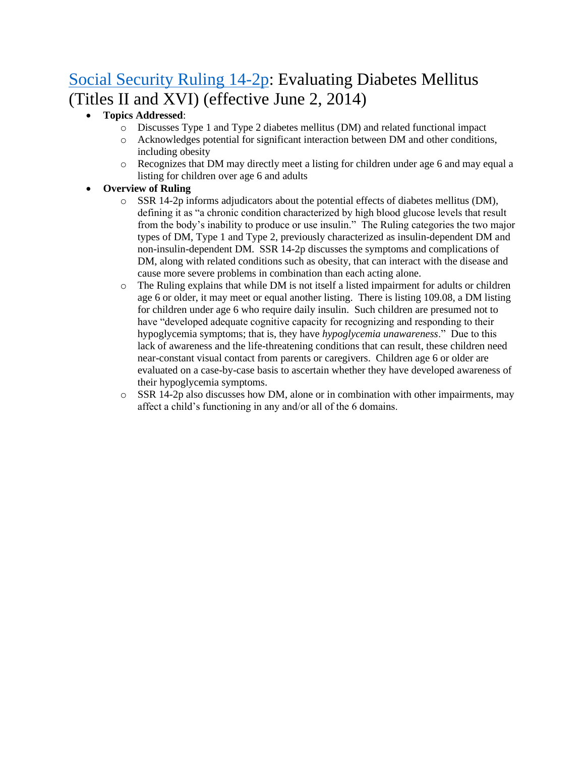## [Social Security Ruling 14-2p](#): Evaluating Diabetes Mellitus (Titles II and XVI) (effective June 2, 2014)

- **Topics Addressed**:
  - Discusses Type 1 and Type 2 diabetes mellitus (DM) and related functional impact
  - Acknowledges potential for significant interaction between DM and other conditions, including obesity
  - Recognizes that DM may directly meet a listing for children under age 6 and may equal a listing for children over age 6 and adults
- **Overview of Ruling**
  - SSR 14-2p informs adjudicators about the potential effects of diabetes mellitus (DM), defining it as "a chronic condition characterized by high blood glucose levels that result from the body's inability to produce or use insulin." The Ruling categories the two major types of DM, Type 1 and Type 2, previously characterized as insulin-dependent DM and non-insulin-dependent DM. SSR 14-2p discusses the symptoms and complications of DM, along with related conditions such as obesity, that can interact with the disease and cause more severe problems in combination than each acting alone.
  - The Ruling explains that while DM is not itself a listed impairment for adults or children age 6 or older, it may meet or equal another listing. There is listing 109.08, a DM listing for children under age 6 who require daily insulin. Such children are presumed not to have "developed adequate cognitive capacity for recognizing and responding to their hypoglycemia symptoms; that is, they have *hypoglycemia unawareness*." Due to this lack of awareness and the life-threatening conditions that can result, these children need near-constant visual contact from parents or caregivers. Children age 6 or older are evaluated on a case-by-case basis to ascertain whether they have developed awareness of their hypoglycemia symptoms.
  - SSR 14-2p also discusses how DM, alone or in combination with other impairments, may affect a child's functioning in any and/or all of the 6 domains.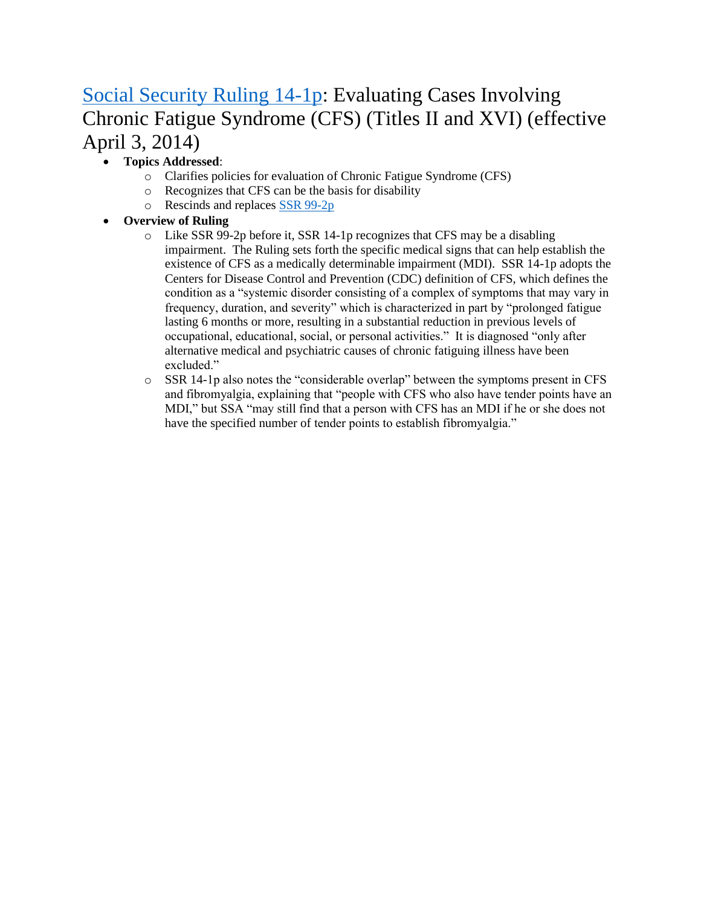# [Social Security Ruling 14-1p](): Evaluating Cases Involving Chronic Fatigue Syndrome (CFS) (Titles II and XVI) (effective April 3, 2014)

- **Topics Addressed**:
  - Clarifies policies for evaluation of Chronic Fatigue Syndrome (CFS)
  - Recognizes that CFS can be the basis for disability
  - Rescinds and replaces [SSR 99-2p]()
- **Overview of Ruling**
  - Like SSR 99-2p before it, SSR 14-1p recognizes that CFS may be a disabling impairment. The Ruling sets forth the specific medical signs that can help establish the existence of CFS as a medically determinable impairment (MDI). SSR 14-1p adopts the Centers for Disease Control and Prevention (CDC) definition of CFS, which defines the condition as a "systemic disorder consisting of a complex of symptoms that may vary in frequency, duration, and severity" which is characterized in part by "prolonged fatigue lasting 6 months or more, resulting in a substantial reduction in previous levels of occupational, educational, social, or personal activities." It is diagnosed "only after alternative medical and psychiatric causes of chronic fatiguing illness have been excluded."
  - SSR 14-1p also notes the "considerable overlap" between the symptoms present in CFS and fibromyalgia, explaining that "people with CFS who also have tender points have an MDI," but SSA "may still find that a person with CFS has an MDI if he or she does not have the specified number of tender points to establish fibromyalgia."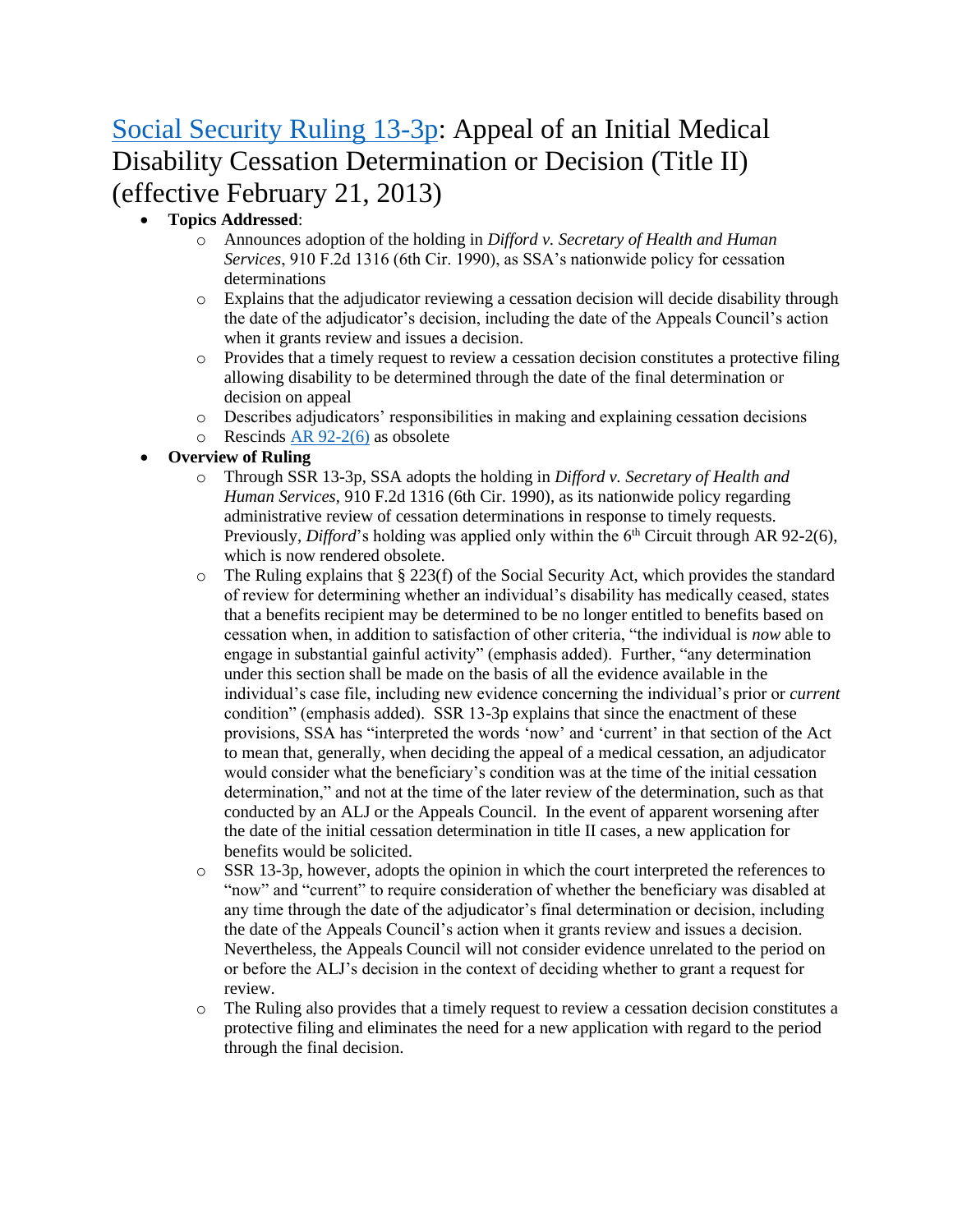# [Social Security Ruling 13-3p](): Appeal of an Initial Medical Disability Cessation Determination or Decision (Title II) (effective February 21, 2013)

- **Topics Addressed**:
  - Announces adoption of the holding in *Difford v. Secretary of Health and Human Services*, 910 F.2d 1316 (6th Cir. 1990), as SSA's nationwide policy for cessation determinations
  - Explains that the adjudicator reviewing a cessation decision will decide disability through the date of the adjudicator's decision, including the date of the Appeals Council's action when it grants review and issues a decision.
  - Provides that a timely request to review a cessation decision constitutes a protective filing allowing disability to be determined through the date of the final determination or decision on appeal
  - Describes adjudicators' responsibilities in making and explaining cessation decisions
  - Rescinds [AR 92-2(6)]() as obsolete
- **Overview of Ruling**
  - Through SSR 13-3p, SSA adopts the holding in *Difford v. Secretary of Health and Human Services*, 910 F.2d 1316 (6th Cir. 1990), as its nationwide policy regarding administrative review of cessation determinations in response to timely requests. Previously, *Difford*'s holding was applied only within the 6th Circuit through AR 92-2(6), which is now rendered obsolete.
  - The Ruling explains that § 223(f) of the Social Security Act, which provides the standard of review for determining whether an individual's disability has medically ceased, states that a benefits recipient may be determined to be no longer entitled to benefits based on cessation when, in addition to satisfaction of other criteria, "the individual is *now* able to engage in substantial gainful activity" (emphasis added). Further, "any determination under this section shall be made on the basis of all the evidence available in the individual's case file, including new evidence concerning the individual's prior or *current* condition" (emphasis added). SSR 13-3p explains that since the enactment of these provisions, SSA has "interpreted the words 'now' and 'current' in that section of the Act to mean that, generally, when deciding the appeal of a medical cessation, an adjudicator would consider what the beneficiary's condition was at the time of the initial cessation determination," and not at the time of the later review of the determination, such as that conducted by an ALJ or the Appeals Council. In the event of apparent worsening after the date of the initial cessation determination in title II cases, a new application for benefits would be solicited.
  - SSR 13-3p, however, adopts the opinion in which the court interpreted the references to "now" and "current" to require consideration of whether the beneficiary was disabled at any time through the date of the adjudicator's final determination or decision, including the date of the Appeals Council's action when it grants review and issues a decision. Nevertheless, the Appeals Council will not consider evidence unrelated to the period on or before the ALJ's decision in the context of deciding whether to grant a request for review.
  - The Ruling also provides that a timely request to review a cessation decision constitutes a protective filing and eliminates the need for a new application with regard to the period through the final decision.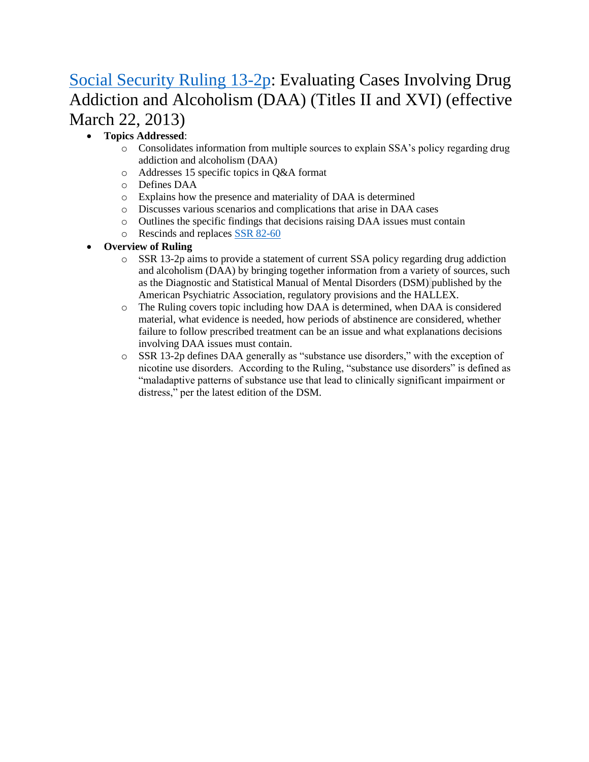# [Social Security Ruling 13-2p](): Evaluating Cases Involving Drug Addiction and Alcoholism (DAA) (Titles II and XVI) (effective March 22, 2013)

- **Topics Addressed**:
  - Consolidates information from multiple sources to explain SSA's policy regarding drug addiction and alcoholism (DAA)
  - Addresses 15 specific topics in Q&A format
  - Defines DAA
  - Explains how the presence and materiality of DAA is determined
  - Discusses various scenarios and complications that arise in DAA cases
  - Outlines the specific findings that decisions raising DAA issues must contain
  - Rescinds and replaces [SSR 82-60]()
- **Overview of Ruling**
  - SSR 13-2p aims to provide a statement of current SSA policy regarding drug addiction and alcoholism (DAA) by bringing together information from a variety of sources, such as the Diagnostic and Statistical Manual of Mental Disorders (DSM) published by the American Psychiatric Association, regulatory provisions and the HALLEX.
  - The Ruling covers topic including how DAA is determined, when DAA is considered material, what evidence is needed, how periods of abstinence are considered, whether failure to follow prescribed treatment can be an issue and what explanations decisions involving DAA issues must contain.
  - SSR 13-2p defines DAA generally as "substance use disorders," with the exception of nicotine use disorders. According to the Ruling, "substance use disorders" is defined as "maladaptive patterns of substance use that lead to clinically significant impairment or distress," per the latest edition of the DSM.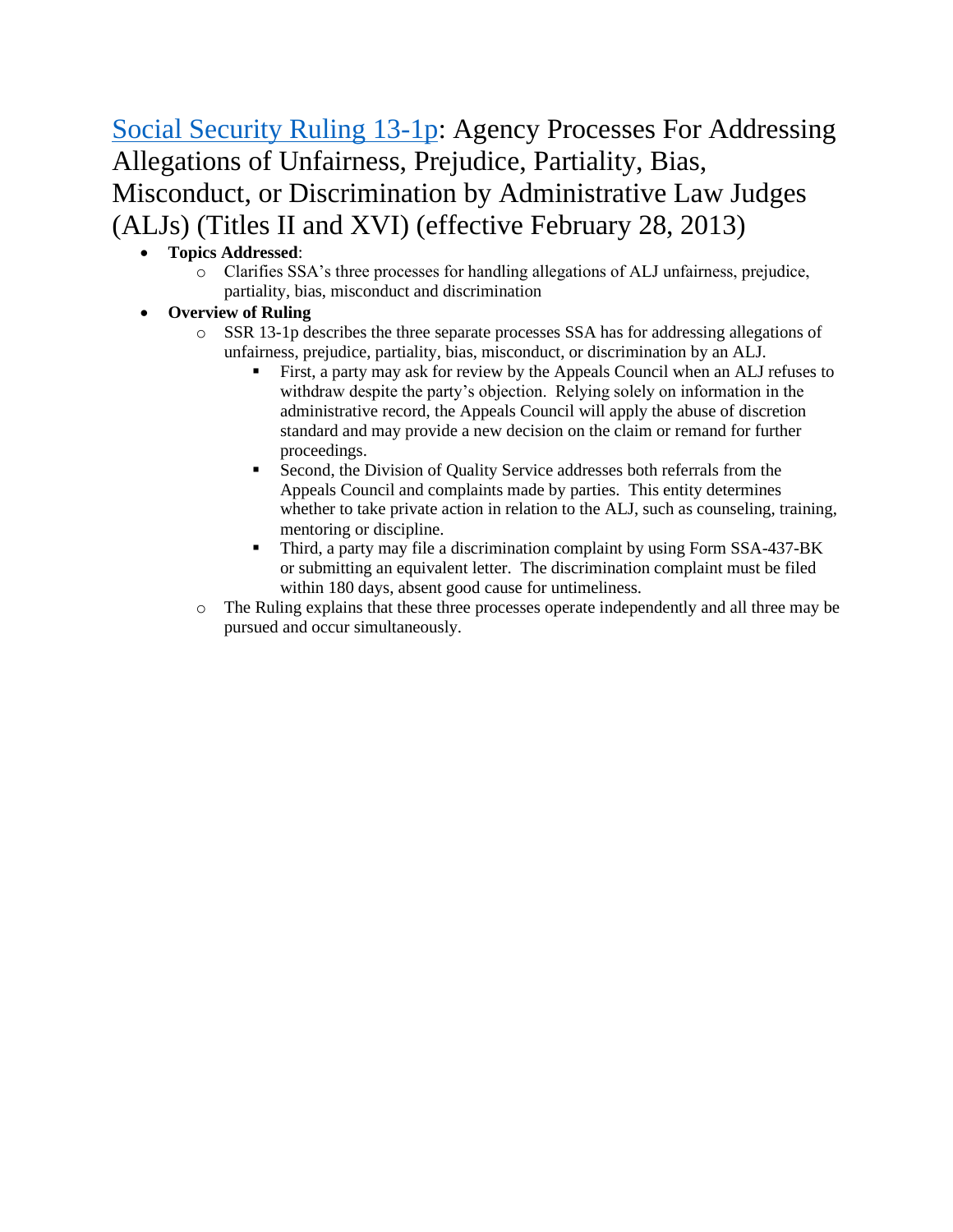## [Social Security Ruling 13-1p](): Agency Processes For Addressing Allegations of Unfairness, Prejudice, Partiality, Bias, Misconduct, or Discrimination by Administrative Law Judges (ALJs) (Titles II and XVI) (effective February 28, 2013)

- **Topics Addressed**:
  - Clarifies SSA's three processes for handling allegations of ALJ unfairness, prejudice, partiality, bias, misconduct and discrimination
- **Overview of Ruling**
  - SSR 13-1p describes the three separate processes SSA has for addressing allegations of unfairness, prejudice, partiality, bias, misconduct, or discrimination by an ALJ.
    - First, a party may ask for review by the Appeals Council when an ALJ refuses to withdraw despite the party's objection. Relying solely on information in the administrative record, the Appeals Council will apply the abuse of discretion standard and may provide a new decision on the claim or remand for further proceedings.
    - Second, the Division of Quality Service addresses both referrals from the Appeals Council and complaints made by parties. This entity determines whether to take private action in relation to the ALJ, such as counseling, training, mentoring or discipline.
    - Third, a party may file a discrimination complaint by using Form SSA-437-BK or submitting an equivalent letter. The discrimination complaint must be filed within 180 days, absent good cause for untimeliness.
  - The Ruling explains that these three processes operate independently and all three may be pursued and occur simultaneously.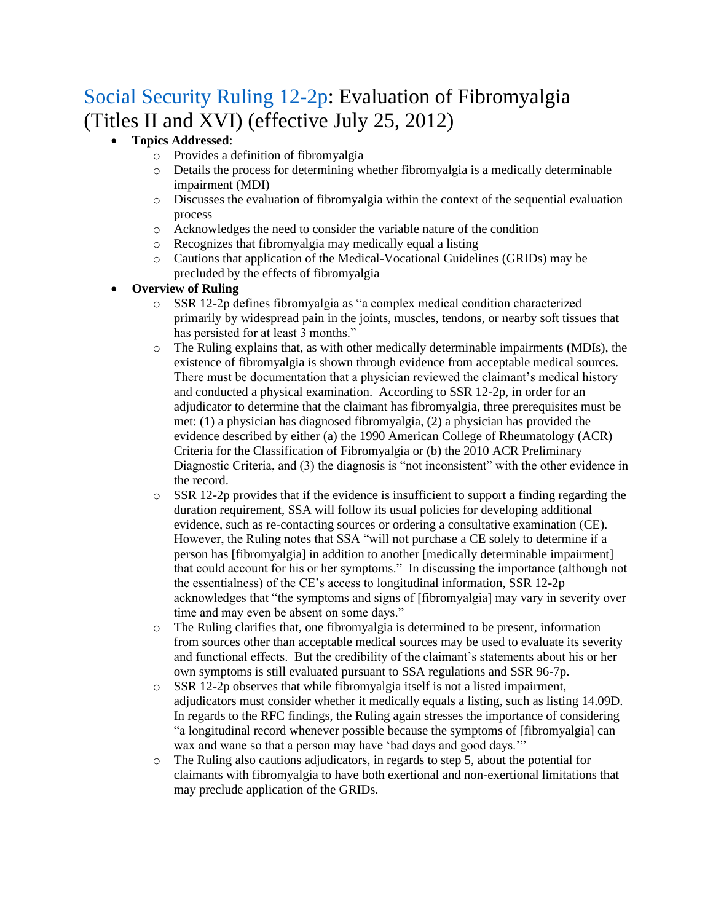# [Social Security Ruling 12-2p](#): Evaluation of Fibromyalgia (Titles II and XVI) (effective July 25, 2012)

- **Topics Addressed**:
  - Provides a definition of fibromyalgia
  - Details the process for determining whether fibromyalgia is a medically determinable impairment (MDI)
  - Discusses the evaluation of fibromyalgia within the context of the sequential evaluation process
  - Acknowledges the need to consider the variable nature of the condition
  - Recognizes that fibromyalgia may medically equal a listing
  - Cautions that application of the Medical-Vocational Guidelines (GRIDs) may be precluded by the effects of fibromyalgia
- **Overview of Ruling**
  - SSR 12-2p defines fibromyalgia as "a complex medical condition characterized primarily by widespread pain in the joints, muscles, tendons, or nearby soft tissues that has persisted for at least 3 months."
  - The Ruling explains that, as with other medically determinable impairments (MDIs), the existence of fibromyalgia is shown through evidence from acceptable medical sources. There must be documentation that a physician reviewed the claimant's medical history and conducted a physical examination. According to SSR 12-2p, in order for an adjudicator to determine that the claimant has fibromyalgia, three prerequisites must be met: (1) a physician has diagnosed fibromyalgia, (2) a physician has provided the evidence described by either (a) the 1990 American College of Rheumatology (ACR) Criteria for the Classification of Fibromyalgia or (b) the 2010 ACR Preliminary Diagnostic Criteria, and (3) the diagnosis is "not inconsistent" with the other evidence in the record.
  - SSR 12-2p provides that if the evidence is insufficient to support a finding regarding the duration requirement, SSA will follow its usual policies for developing additional evidence, such as re-contacting sources or ordering a consultative examination (CE). However, the Ruling notes that SSA "will not purchase a CE solely to determine if a person has [fibromyalgia] in addition to another [medically determinable impairment] that could account for his or her symptoms." In discussing the importance (although not the essentialness) of the CE's access to longitudinal information, SSR 12-2p acknowledges that "the symptoms and signs of [fibromyalgia] may vary in severity over time and may even be absent on some days."
  - The Ruling clarifies that, one fibromyalgia is determined to be present, information from sources other than acceptable medical sources may be used to evaluate its severity and functional effects. But the credibility of the claimant's statements about his or her own symptoms is still evaluated pursuant to SSA regulations and SSR 96-7p.
  - SSR 12-2p observes that while fibromyalgia itself is not a listed impairment, adjudicators must consider whether it medically equals a listing, such as listing 14.09D. In regards to the RFC findings, the Ruling again stresses the importance of considering "a longitudinal record whenever possible because the symptoms of [fibromyalgia] can wax and wane so that a person may have 'bad days and good days.'"
  - The Ruling also cautions adjudicators, in regards to step 5, about the potential for claimants with fibromyalgia to have both exertional and non-exertional limitations that may preclude application of the GRIDs.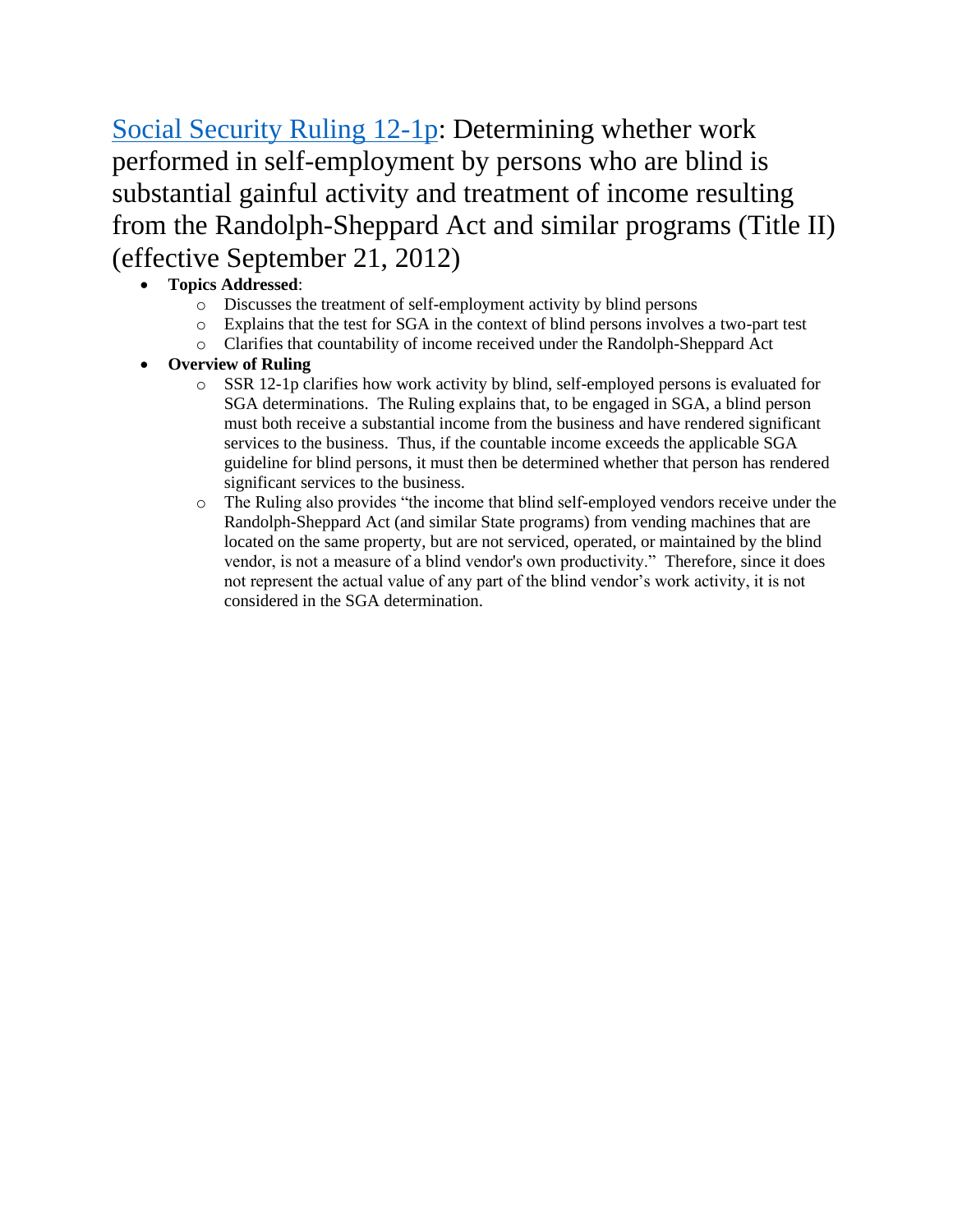## Social Security Ruling 12-1p: Determining whether work performed in self-employment by persons who are blind is substantial gainful activity and treatment of income resulting from the Randolph-Sheppard Act and similar programs (Title II) (effective September 21, 2012)

- **Topics Addressed**:
    - Discusses the treatment of self-employment activity by blind persons
    - Explains that the test for SGA in the context of blind persons involves a two-part test
    - Clarifies that countability of income received under the Randolph-Sheppard Act
- **Overview of Ruling**
    - SSR 12-1p clarifies how work activity by blind, self-employed persons is evaluated for SGA determinations. The Ruling explains that, to be engaged in SGA, a blind person must both receive a substantial income from the business and have rendered significant services to the business. Thus, if the countable income exceeds the applicable SGA guideline for blind persons, it must then be determined whether that person has rendered significant services to the business.
    - The Ruling also provides "the income that blind self-employed vendors receive under the Randolph-Sheppard Act (and similar State programs) from vending machines that are located on the same property, but are not serviced, operated, or maintained by the blind vendor, is not a measure of a blind vendor's own productivity." Therefore, since it does not represent the actual value of any part of the blind vendor's work activity, it is not considered in the SGA determination.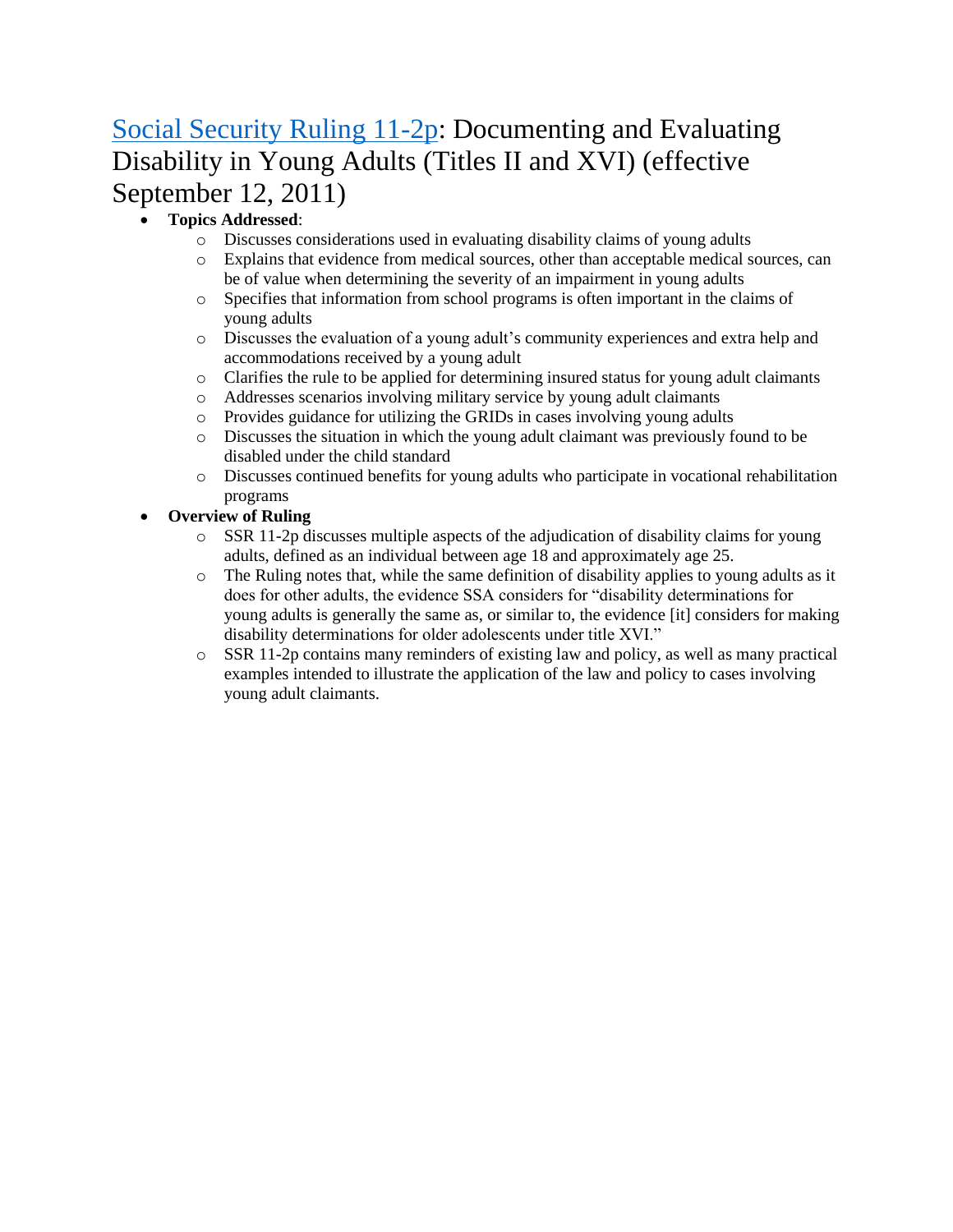## [Social Security Ruling 11-2p]: Documenting and Evaluating Disability in Young Adults (Titles II and XVI) (effective September 12, 2011)

- **Topics Addressed**:
  - Discusses considerations used in evaluating disability claims of young adults
  - Explains that evidence from medical sources, other than acceptable medical sources, can be of value when determining the severity of an impairment in young adults
  - Specifies that information from school programs is often important in the claims of young adults
  - Discusses the evaluation of a young adult's community experiences and extra help and accommodations received by a young adult
  - Clarifies the rule to be applied for determining insured status for young adult claimants
  - Addresses scenarios involving military service by young adult claimants
  - Provides guidance for utilizing the GRIDs in cases involving young adults
  - Discusses the situation in which the young adult claimant was previously found to be disabled under the child standard
  - Discusses continued benefits for young adults who participate in vocational rehabilitation programs
- **Overview of Ruling**
  - SSR 11-2p discusses multiple aspects of the adjudication of disability claims for young adults, defined as an individual between age 18 and approximately age 25.
  - The Ruling notes that, while the same definition of disability applies to young adults as it does for other adults, the evidence SSA considers for "disability determinations for young adults is generally the same as, or similar to, the evidence [it] considers for making disability determinations for older adolescents under title XVI."
  - SSR 11-2p contains many reminders of existing law and policy, as well as many practical examples intended to illustrate the application of the law and policy to cases involving young adult claimants.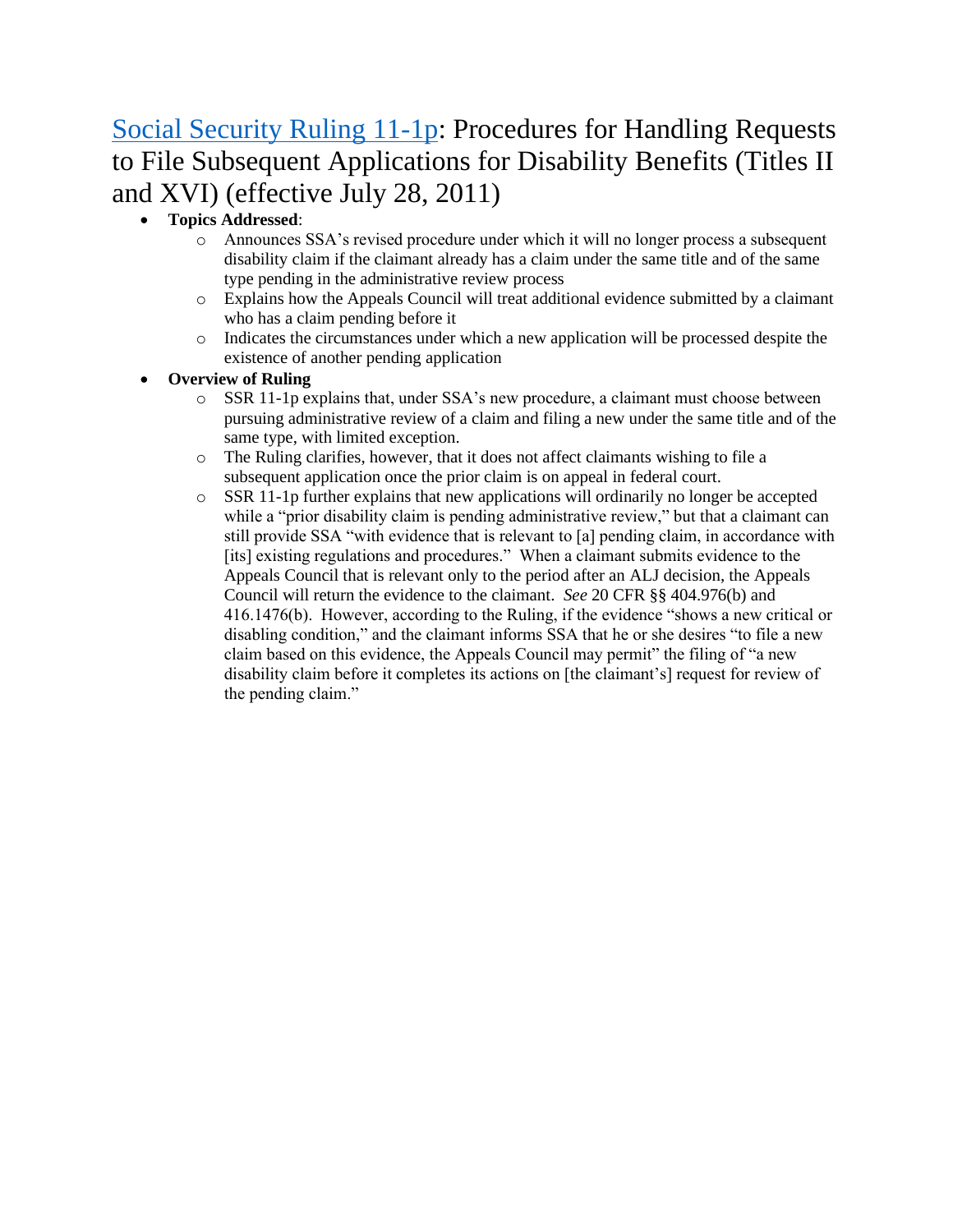## [Social Security Ruling 11-1p](Social Security Ruling 11-1p): Procedures for Handling Requests to File Subsequent Applications for Disability Benefits (Titles II and XVI) (effective July 28, 2011)

- **Topics Addressed**:
  - Announces SSA's revised procedure under which it will no longer process a subsequent disability claim if the claimant already has a claim under the same title and of the same type pending in the administrative review process
  - Explains how the Appeals Council will treat additional evidence submitted by a claimant who has a claim pending before it
  - Indicates the circumstances under which a new application will be processed despite the existence of another pending application
- **Overview of Ruling**
  - SSR 11-1p explains that, under SSA's new procedure, a claimant must choose between pursuing administrative review of a claim and filing a new under the same title and of the same type, with limited exception.
  - The Ruling clarifies, however, that it does not affect claimants wishing to file a subsequent application once the prior claim is on appeal in federal court.
  - SSR 11-1p further explains that new applications will ordinarily no longer be accepted while a "prior disability claim is pending administrative review," but that a claimant can still provide SSA "with evidence that is relevant to [a] pending claim, in accordance with [its] existing regulations and procedures." When a claimant submits evidence to the Appeals Council that is relevant only to the period after an ALJ decision, the Appeals Council will return the evidence to the claimant. *See* 20 CFR §§ 404.976(b) and 416.1476(b). However, according to the Ruling, if the evidence "shows a new critical or disabling condition," and the claimant informs SSA that he or she desires "to file a new claim based on this evidence, the Appeals Council may permit" the filing of "a new disability claim before it completes its actions on [the claimant's] request for review of the pending claim."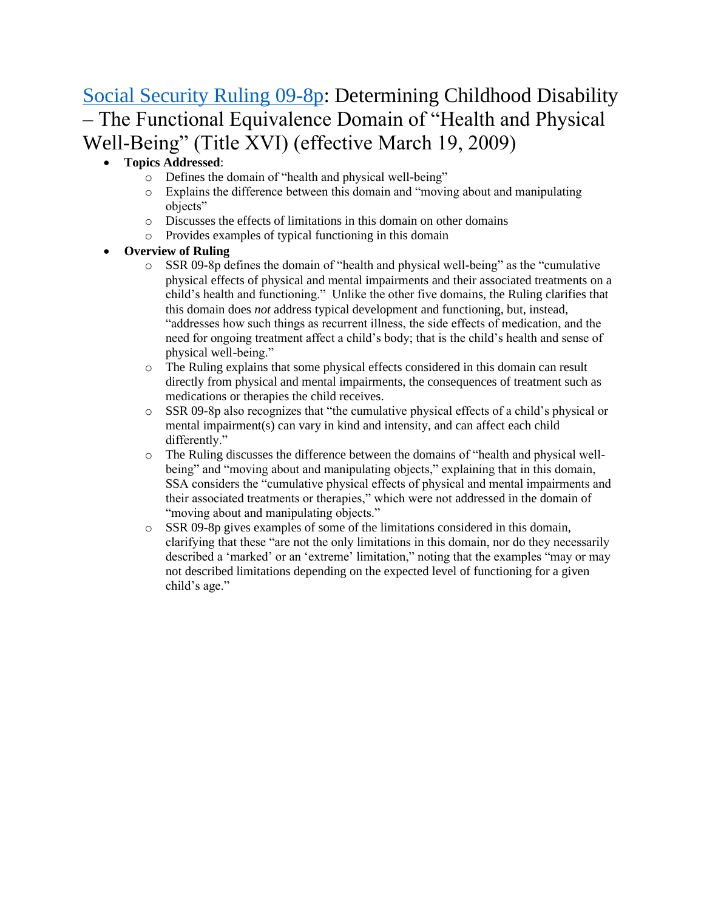# [Social Security Ruling 09-8p](): Determining Childhood Disability – The Functional Equivalence Domain of "Health and Physical Well-Being" (Title XVI) (effective March 19, 2009)

- **Topics Addressed**:
  - Defines the domain of "health and physical well-being"
  - Explains the difference between this domain and "moving about and manipulating objects"
  - Discusses the effects of limitations in this domain on other domains
  - Provides examples of typical functioning in this domain
- **Overview of Ruling**
  - SSR 09-8p defines the domain of "health and physical well-being" as the "cumulative physical effects of physical and mental impairments and their associated treatments on a child's health and functioning." Unlike the other five domains, the Ruling clarifies that this domain does *not* address typical development and functioning, but, instead, "addresses how such things as recurrent illness, the side effects of medication, and the need for ongoing treatment affect a child's body; that is the child's health and sense of physical well-being."
  - The Ruling explains that some physical effects considered in this domain can result directly from physical and mental impairments, the consequences of treatment such as medications or therapies the child receives.
  - SSR 09-8p also recognizes that "the cumulative physical effects of a child's physical or mental impairment(s) can vary in kind and intensity, and can affect each child differently."
  - The Ruling discusses the difference between the domains of "health and physical well-being" and "moving about and manipulating objects," explaining that in this domain, SSA considers the "cumulative physical effects of physical and mental impairments and their associated treatments or therapies," which were not addressed in the domain of "moving about and manipulating objects."
  - SSR 09-8p gives examples of some of the limitations considered in this domain, clarifying that these "are not the only limitations in this domain, nor do they necessarily described a 'marked' or an 'extreme' limitation," noting that the examples "may or may not described limitations depending on the expected level of functioning for a given child's age."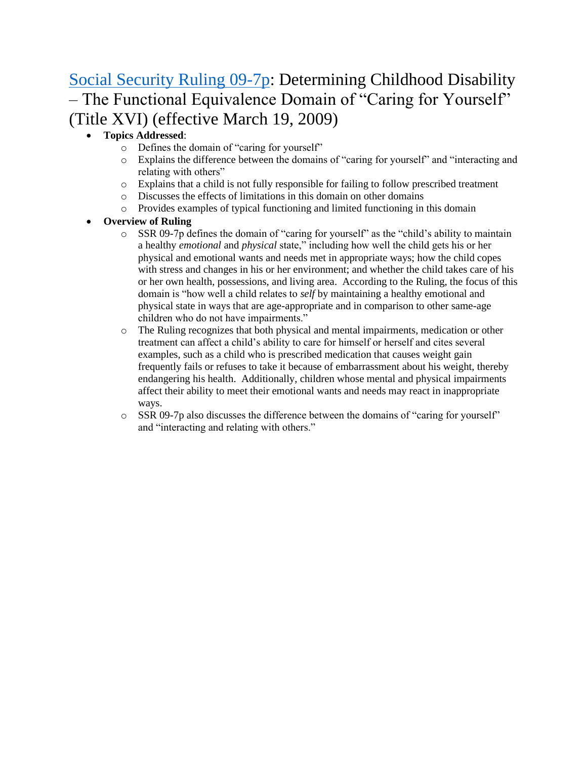## [Social Security Ruling 09-7p](): Determining Childhood Disability – The Functional Equivalence Domain of "Caring for Yourself" (Title XVI) (effective March 19, 2009)

- **Topics Addressed**:
  - Defines the domain of "caring for yourself"
  - Explains the difference between the domains of "caring for yourself" and "interacting and relating with others"
  - Explains that a child is not fully responsible for failing to follow prescribed treatment
  - Discusses the effects of limitations in this domain on other domains
  - Provides examples of typical functioning and limited functioning in this domain
- **Overview of Ruling**
  - SSR 09-7p defines the domain of "caring for yourself" as the "child's ability to maintain a healthy *emotional* and *physical* state," including how well the child gets his or her physical and emotional wants and needs met in appropriate ways; how the child copes with stress and changes in his or her environment; and whether the child takes care of his or her own health, possessions, and living area. According to the Ruling, the focus of this domain is "how well a child relates to *self* by maintaining a healthy emotional and physical state in ways that are age-appropriate and in comparison to other same-age children who do not have impairments."
  - The Ruling recognizes that both physical and mental impairments, medication or other treatment can affect a child's ability to care for himself or herself and cites several examples, such as a child who is prescribed medication that causes weight gain frequently fails or refuses to take it because of embarrassment about his weight, thereby endangering his health. Additionally, children whose mental and physical impairments affect their ability to meet their emotional wants and needs may react in inappropriate ways.
  - SSR 09-7p also discusses the difference between the domains of "caring for yourself" and "interacting and relating with others."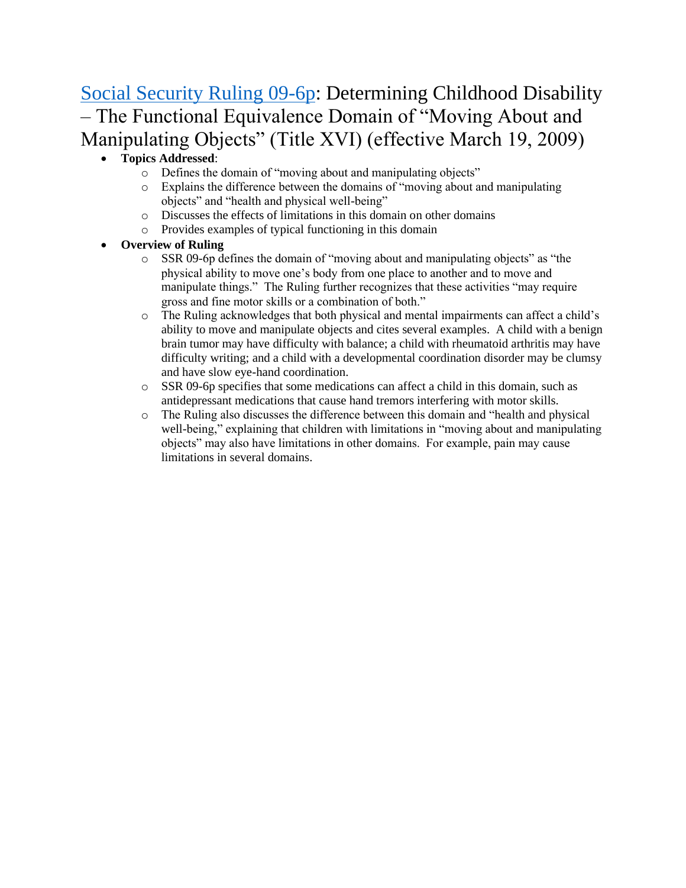## [Social Security Ruling 09-6p](): Determining Childhood Disability – The Functional Equivalence Domain of "Moving About and Manipulating Objects" (Title XVI) (effective March 19, 2009)

- **Topics Addressed**:
  - Defines the domain of "moving about and manipulating objects"
  - Explains the difference between the domains of "moving about and manipulating objects" and "health and physical well-being"
  - Discusses the effects of limitations in this domain on other domains
  - Provides examples of typical functioning in this domain
- **Overview of Ruling**
  - SSR 09-6p defines the domain of "moving about and manipulating objects" as "the physical ability to move one's body from one place to another and to move and manipulate things." The Ruling further recognizes that these activities "may require gross and fine motor skills or a combination of both."
  - The Ruling acknowledges that both physical and mental impairments can affect a child's ability to move and manipulate objects and cites several examples. A child with a benign brain tumor may have difficulty with balance; a child with rheumatoid arthritis may have difficulty writing; and a child with a developmental coordination disorder may be clumsy and have slow eye-hand coordination.
  - SSR 09-6p specifies that some medications can affect a child in this domain, such as antidepressant medications that cause hand tremors interfering with motor skills.
  - The Ruling also discusses the difference between this domain and "health and physical well-being," explaining that children with limitations in "moving about and manipulating objects" may also have limitations in other domains. For example, pain may cause limitations in several domains.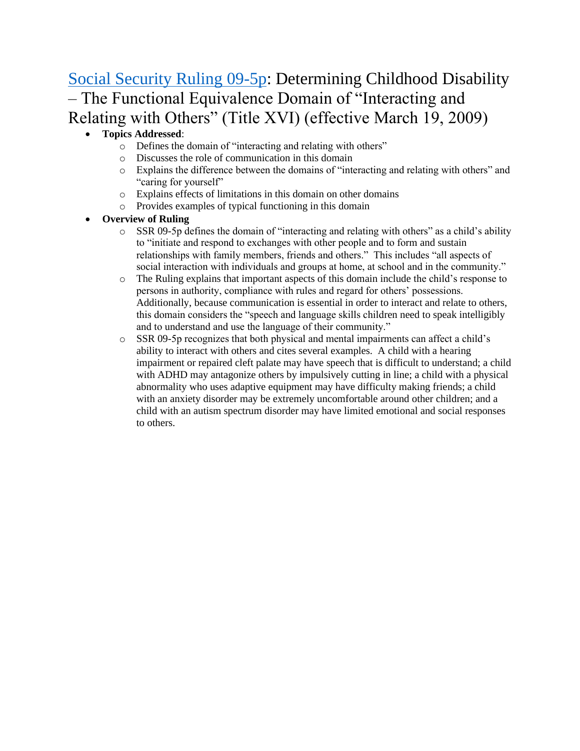# Social Security Ruling 09-5p: Determining Childhood Disability – The Functional Equivalence Domain of "Interacting and Relating with Others" (Title XVI) (effective March 19, 2009)

- **Topics Addressed**:
  - Defines the domain of "interacting and relating with others"
  - Discusses the role of communication in this domain
  - Explains the difference between the domains of "interacting and relating with others" and "caring for yourself"
  - Explains effects of limitations in this domain on other domains
  - Provides examples of typical functioning in this domain
- **Overview of Ruling**
  - SSR 09-5p defines the domain of "interacting and relating with others" as a child's ability to "initiate and respond to exchanges with other people and to form and sustain relationships with family members, friends and others." This includes "all aspects of social interaction with individuals and groups at home, at school and in the community."
  - The Ruling explains that important aspects of this domain include the child's response to persons in authority, compliance with rules and regard for others' possessions. Additionally, because communication is essential in order to interact and relate to others, this domain considers the "speech and language skills children need to speak intelligibly and to understand and use the language of their community."
  - SSR 09-5p recognizes that both physical and mental impairments can affect a child's ability to interact with others and cites several examples. A child with a hearing impairment or repaired cleft palate may have speech that is difficult to understand; a child with ADHD may antagonize others by impulsively cutting in line; a child with a physical abnormality who uses adaptive equipment may have difficulty making friends; a child with an anxiety disorder may be extremely uncomfortable around other children; and a child with an autism spectrum disorder may have limited emotional and social responses to others.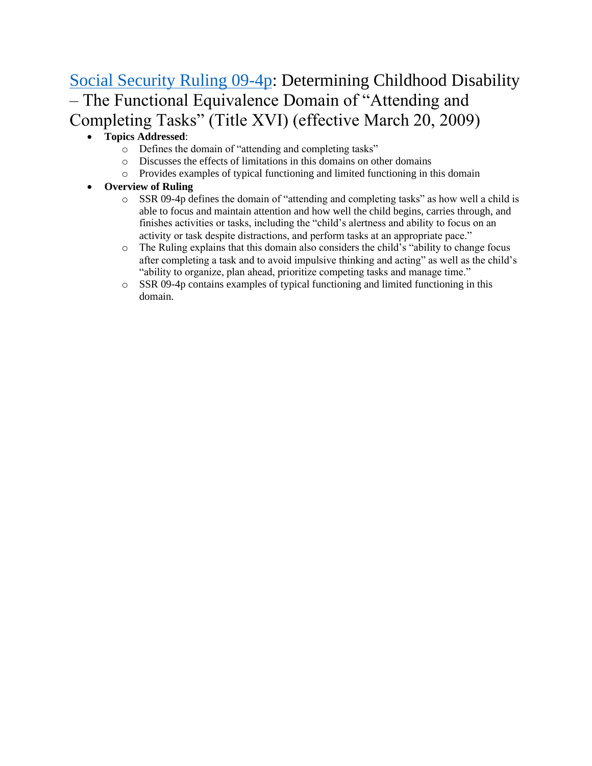## [Social Security Ruling 09-4p](): Determining Childhood Disability – The Functional Equivalence Domain of "Attending and Completing Tasks" (Title XVI) (effective March 20, 2009)

- **Topics Addressed**:
  - Defines the domain of "attending and completing tasks"
  - Discusses the effects of limitations in this domains on other domains
  - Provides examples of typical functioning and limited functioning in this domain
- **Overview of Ruling**
  - SSR 09-4p defines the domain of "attending and completing tasks" as how well a child is able to focus and maintain attention and how well the child begins, carries through, and finishes activities or tasks, including the "child's alertness and ability to focus on an activity or task despite distractions, and perform tasks at an appropriate pace."
  - The Ruling explains that this domain also considers the child's "ability to change focus after completing a task and to avoid impulsive thinking and acting" as well as the child's "ability to organize, plan ahead, prioritize competing tasks and manage time."
  - SSR 09-4p contains examples of typical functioning and limited functioning in this domain.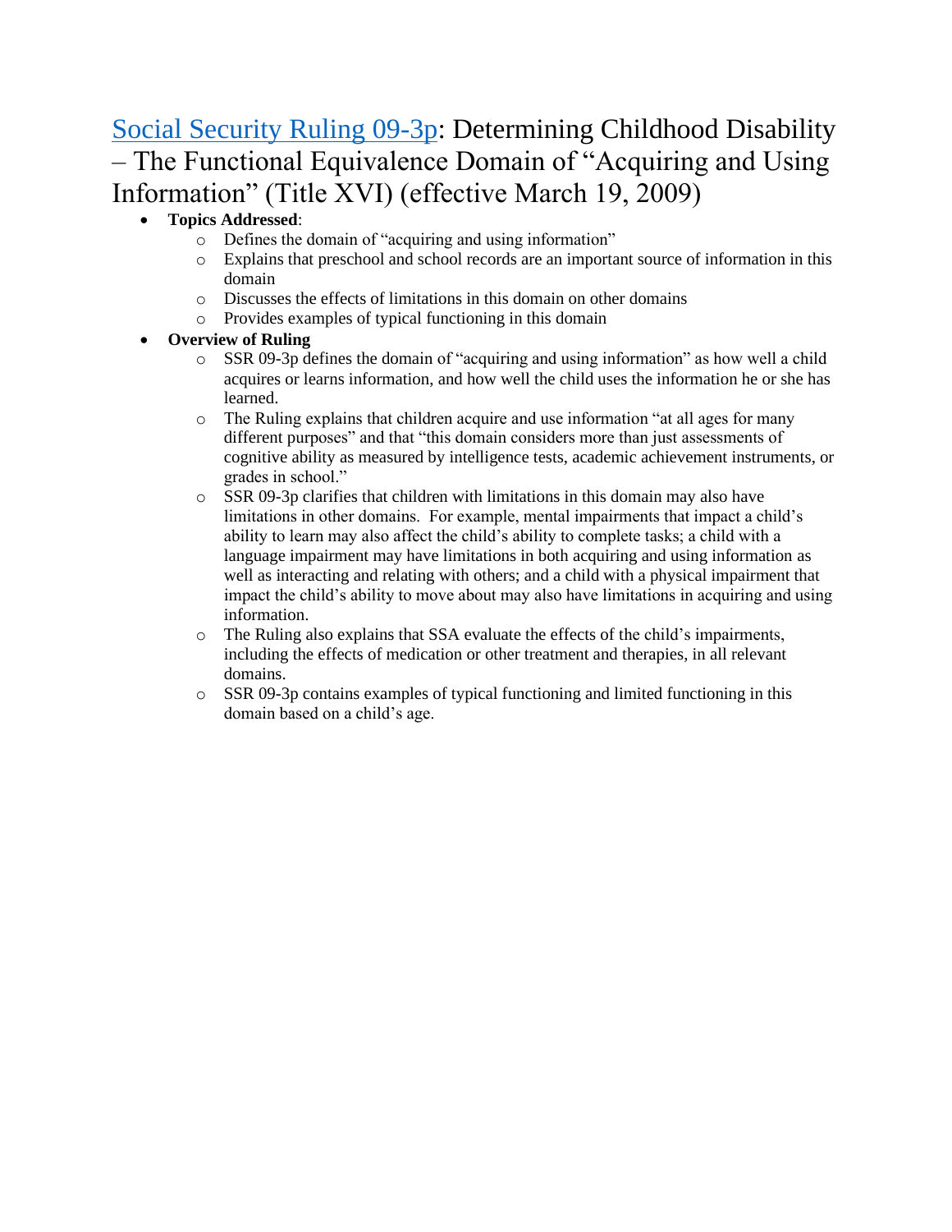## [Social Security Ruling 09-3p](): Determining Childhood Disability – The Functional Equivalence Domain of "Acquiring and Using Information" (Title XVI) (effective March 19, 2009)

- **Topics Addressed**:
  - Defines the domain of "acquiring and using information"
  - Explains that preschool and school records are an important source of information in this domain
  - Discusses the effects of limitations in this domain on other domains
  - Provides examples of typical functioning in this domain
- **Overview of Ruling**
  - SSR 09-3p defines the domain of "acquiring and using information" as how well a child acquires or learns information, and how well the child uses the information he or she has learned.
  - The Ruling explains that children acquire and use information "at all ages for many different purposes" and that "this domain considers more than just assessments of cognitive ability as measured by intelligence tests, academic achievement instruments, or grades in school."
  - SSR 09-3p clarifies that children with limitations in this domain may also have limitations in other domains. For example, mental impairments that impact a child's ability to learn may also affect the child's ability to complete tasks; a child with a language impairment may have limitations in both acquiring and using information as well as interacting and relating with others; and a child with a physical impairment that impact the child's ability to move about may also have limitations in acquiring and using information.
  - The Ruling also explains that SSA evaluate the effects of the child's impairments, including the effects of medication or other treatment and therapies, in all relevant domains.
  - SSR 09-3p contains examples of typical functioning and limited functioning in this domain based on a child's age.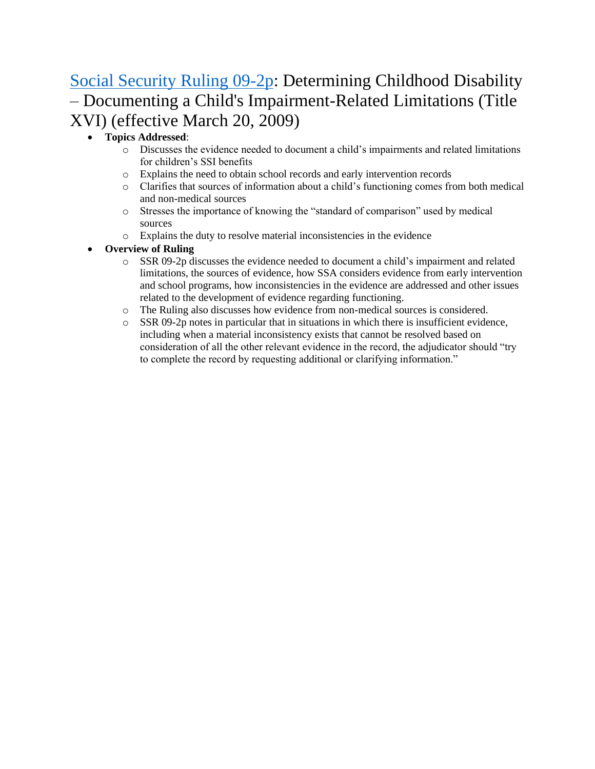## Social Security Ruling 09-2p: Determining Childhood Disability – Documenting a Child's Impairment-Related Limitations (Title XVI) (effective March 20, 2009)

- **Topics Addressed**:
  - Discusses the evidence needed to document a child's impairments and related limitations for children's SSI benefits
  - Explains the need to obtain school records and early intervention records
  - Clarifies that sources of information about a child's functioning comes from both medical and non-medical sources
  - Stresses the importance of knowing the "standard of comparison" used by medical sources
  - Explains the duty to resolve material inconsistencies in the evidence
- **Overview of Ruling**
  - SSR 09-2p discusses the evidence needed to document a child's impairment and related limitations, the sources of evidence, how SSA considers evidence from early intervention and school programs, how inconsistencies in the evidence are addressed and other issues related to the development of evidence regarding functioning.
  - The Ruling also discusses how evidence from non-medical sources is considered.
  - SSR 09-2p notes in particular that in situations in which there is insufficient evidence, including when a material inconsistency exists that cannot be resolved based on consideration of all the other relevant evidence in the record, the adjudicator should "try to complete the record by requesting additional or clarifying information."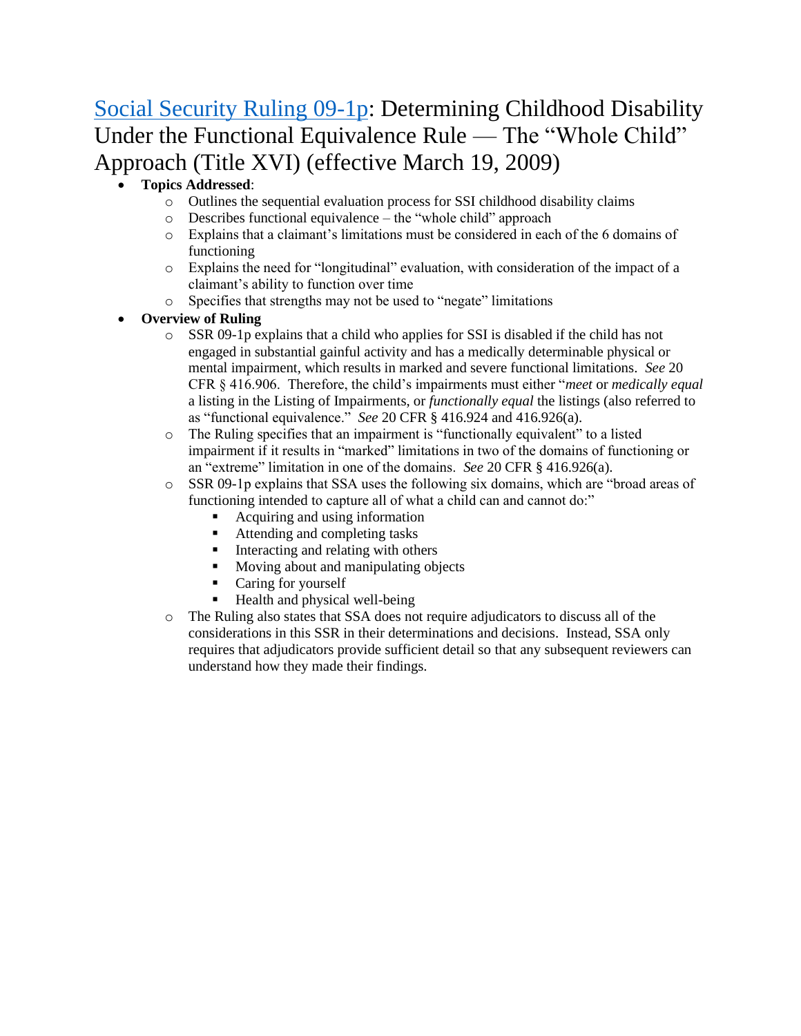## [Social Security Ruling 09-1p](): Determining Childhood Disability Under the Functional Equivalence Rule — The "Whole Child" Approach (Title XVI) (effective March 19, 2009)

- **Topics Addressed**:
  - Outlines the sequential evaluation process for SSI childhood disability claims
  - Describes functional equivalence – the "whole child" approach
  - Explains that a claimant's limitations must be considered in each of the 6 domains of functioning
  - Explains the need for "longitudinal" evaluation, with consideration of the impact of a claimant's ability to function over time
  - Specifies that strengths may not be used to "negate" limitations
- **Overview of Ruling**
  - SSR 09-1p explains that a child who applies for SSI is disabled if the child has not engaged in substantial gainful activity and has a medically determinable physical or mental impairment, which results in marked and severe functional limitations. *See* 20 CFR § 416.906. Therefore, the child's impairments must either "*meet* or *medically equal* a listing in the Listing of Impairments, or *functionally equal* the listings (also referred to as "functional equivalence." *See* 20 CFR § 416.924 and 416.926(a).
  - The Ruling specifies that an impairment is "functionally equivalent" to a listed impairment if it results in "marked" limitations in two of the domains of functioning or an "extreme" limitation in one of the domains. *See* 20 CFR § 416.926(a).
  - SSR 09-1p explains that SSA uses the following six domains, which are "broad areas of functioning intended to capture all of what a child can and cannot do:"
    - Acquiring and using information
    - Attending and completing tasks
    - Interacting and relating with others
    - Moving about and manipulating objects
    - Caring for yourself
    - Health and physical well-being
  - The Ruling also states that SSA does not require adjudicators to discuss all of the considerations in this SSR in their determinations and decisions. Instead, SSA only requires that adjudicators provide sufficient detail so that any subsequent reviewers can understand how they made their findings.